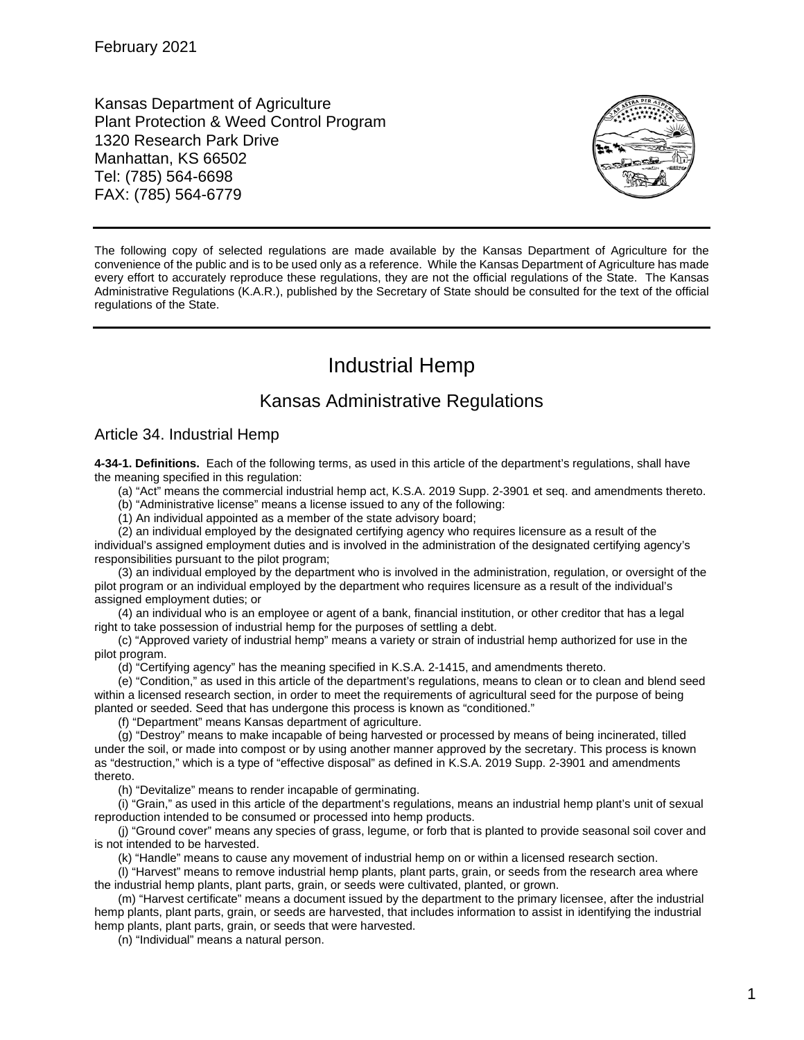February 2021

Kansas Department of Agriculture
Plant Protection & Weed Control Program
1320 Research Park Drive
Manhattan, KS 66502
Tel: (785) 564-6698
FAX: (785) 564-6779

---

The following copy of selected regulations are made available by the Kansas Department of Agriculture for the convenience of the public and is to be used only as a reference. While the Kansas Department of Agriculture has made every effort to accurately reproduce these regulations, they are not the official regulations of the State. The Kansas Administrative Regulations (K.A.R.), published by the Secretary of State should be consulted for the text of the official regulations of the State.

---

# Industrial Hemp

## Kansas Administrative Regulations

### Article 34. Industrial Hemp

**4-34-1. Definitions.** Each of the following terms, as used in this article of the department's regulations, shall have the meaning specified in this regulation:

(a) "Act" means the commercial industrial hemp act, K.S.A. 2019 Supp. 2-3901 et seq. and amendments thereto.

(b) "Administrative license" means a license issued to any of the following:

(1) An individual appointed as a member of the state advisory board;

(2) an individual employed by the designated certifying agency who requires licensure as a result of the individual's assigned employment duties and is involved in the administration of the designated certifying agency's responsibilities pursuant to the pilot program;

(3) an individual employed by the department who is involved in the administration, regulation, or oversight of the pilot program or an individual employed by the department who requires licensure as a result of the individual's assigned employment duties; or

(4) an individual who is an employee or agent of a bank, financial institution, or other creditor that has a legal right to take possession of industrial hemp for the purposes of settling a debt.

(c) "Approved variety of industrial hemp" means a variety or strain of industrial hemp authorized for use in the pilot program.

(d) "Certifying agency" has the meaning specified in K.S.A. 2-1415, and amendments thereto.

(e) "Condition," as used in this article of the department's regulations, means to clean or to clean and blend seed within a licensed research section, in order to meet the requirements of agricultural seed for the purpose of being planted or seeded. Seed that has undergone this process is known as "conditioned."

(f) "Department" means Kansas department of agriculture.

(g) "Destroy" means to make incapable of being harvested or processed by means of being incinerated, tilled under the soil, or made into compost or by using another manner approved by the secretary. This process is known as "destruction," which is a type of "effective disposal" as defined in K.S.A. 2019 Supp. 2-3901 and amendments thereto.

(h) "Devitalize" means to render incapable of germinating.

(i) "Grain," as used in this article of the department's regulations, means an industrial hemp plant's unit of sexual reproduction intended to be consumed or processed into hemp products.

(j) "Ground cover" means any species of grass, legume, or forb that is planted to provide seasonal soil cover and is not intended to be harvested.

(k) "Handle" means to cause any movement of industrial hemp on or within a licensed research section.

(l) "Harvest" means to remove industrial hemp plants, plant parts, grain, or seeds from the research area where the industrial hemp plants, plant parts, grain, or seeds were cultivated, planted, or grown.

(m) "Harvest certificate" means a document issued by the department to the primary licensee, after the industrial hemp plants, plant parts, grain, or seeds are harvested, that includes information to assist in identifying the industrial hemp plants, plant parts, grain, or seeds that were harvested.

(n) "Individual" means a natural person.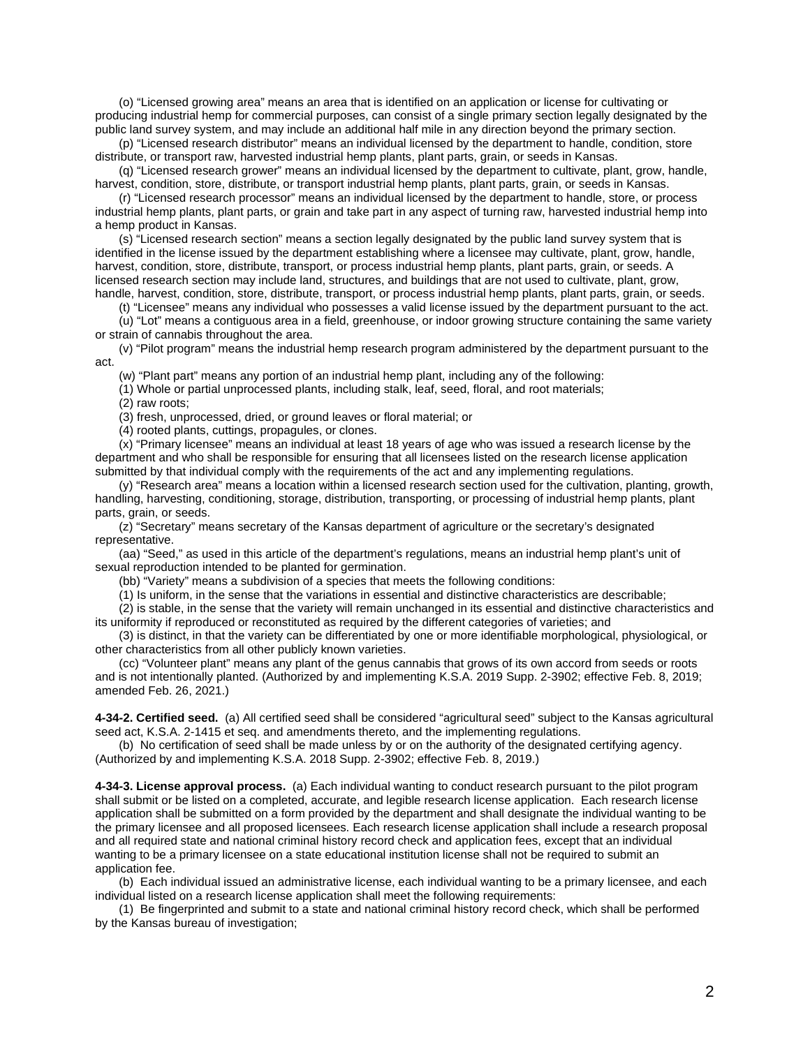(o) "Licensed growing area" means an area that is identified on an application or license for cultivating or producing industrial hemp for commercial purposes, can consist of a single primary section legally designated by the public land survey system, and may include an additional half mile in any direction beyond the primary section.

(p) "Licensed research distributor" means an individual licensed by the department to handle, condition, store distribute, or transport raw, harvested industrial hemp plants, plant parts, grain, or seeds in Kansas.

(q) "Licensed research grower" means an individual licensed by the department to cultivate, plant, grow, handle, harvest, condition, store, distribute, or transport industrial hemp plants, plant parts, grain, or seeds in Kansas.

(r) "Licensed research processor" means an individual licensed by the department to handle, store, or process industrial hemp plants, plant parts, or grain and take part in any aspect of turning raw, harvested industrial hemp into a hemp product in Kansas.

(s) "Licensed research section" means a section legally designated by the public land survey system that is identified in the license issued by the department establishing where a licensee may cultivate, plant, grow, handle, harvest, condition, store, distribute, transport, or process industrial hemp plants, plant parts, grain, or seeds. A licensed research section may include land, structures, and buildings that are not used to cultivate, plant, grow, handle, harvest, condition, store, distribute, transport, or process industrial hemp plants, plant parts, grain, or seeds.

(t) "Licensee" means any individual who possesses a valid license issued by the department pursuant to the act.

(u) "Lot" means a contiguous area in a field, greenhouse, or indoor growing structure containing the same variety or strain of cannabis throughout the area.

(v) "Pilot program" means the industrial hemp research program administered by the department pursuant to the act.

(w) "Plant part" means any portion of an industrial hemp plant, including any of the following:

(1) Whole or partial unprocessed plants, including stalk, leaf, seed, floral, and root materials;

(2) raw roots;

(3) fresh, unprocessed, dried, or ground leaves or floral material; or

(4) rooted plants, cuttings, propagules, or clones.

(x) "Primary licensee" means an individual at least 18 years of age who was issued a research license by the department and who shall be responsible for ensuring that all licensees listed on the research license application submitted by that individual comply with the requirements of the act and any implementing regulations.

(y) "Research area" means a location within a licensed research section used for the cultivation, planting, growth, handling, harvesting, conditioning, storage, distribution, transporting, or processing of industrial hemp plants, plant parts, grain, or seeds.

(z) "Secretary" means secretary of the Kansas department of agriculture or the secretary's designated representative.

(aa) "Seed," as used in this article of the department's regulations, means an industrial hemp plant's unit of sexual reproduction intended to be planted for germination.

(bb) "Variety" means a subdivision of a species that meets the following conditions:

(1) Is uniform, in the sense that the variations in essential and distinctive characteristics are describable;

(2) is stable, in the sense that the variety will remain unchanged in its essential and distinctive characteristics and its uniformity if reproduced or reconstituted as required by the different categories of varieties; and

(3) is distinct, in that the variety can be differentiated by one or more identifiable morphological, physiological, or other characteristics from all other publicly known varieties.

(cc) "Volunteer plant" means any plant of the genus cannabis that grows of its own accord from seeds or roots and is not intentionally planted. (Authorized by and implementing K.S.A. 2019 Supp. 2-3902; effective Feb. 8, 2019; amended Feb. 26, 2021.)

**4-34-2. Certified seed.** (a) All certified seed shall be considered "agricultural seed" subject to the Kansas agricultural seed act, K.S.A. 2-1415 et seq. and amendments thereto, and the implementing regulations.

(b) No certification of seed shall be made unless by or on the authority of the designated certifying agency. (Authorized by and implementing K.S.A. 2018 Supp. 2-3902; effective Feb. 8, 2019.)

**4-34-3. License approval process.** (a) Each individual wanting to conduct research pursuant to the pilot program shall submit or be listed on a completed, accurate, and legible research license application. Each research license application shall be submitted on a form provided by the department and shall designate the individual wanting to be the primary licensee and all proposed licensees. Each research license application shall include a research proposal and all required state and national criminal history record check and application fees, except that an individual wanting to be a primary licensee on a state educational institution license shall not be required to submit an application fee.

(b) Each individual issued an administrative license, each individual wanting to be a primary licensee, and each individual listed on a research license application shall meet the following requirements:

(1) Be fingerprinted and submit to a state and national criminal history record check, which shall be performed by the Kansas bureau of investigation;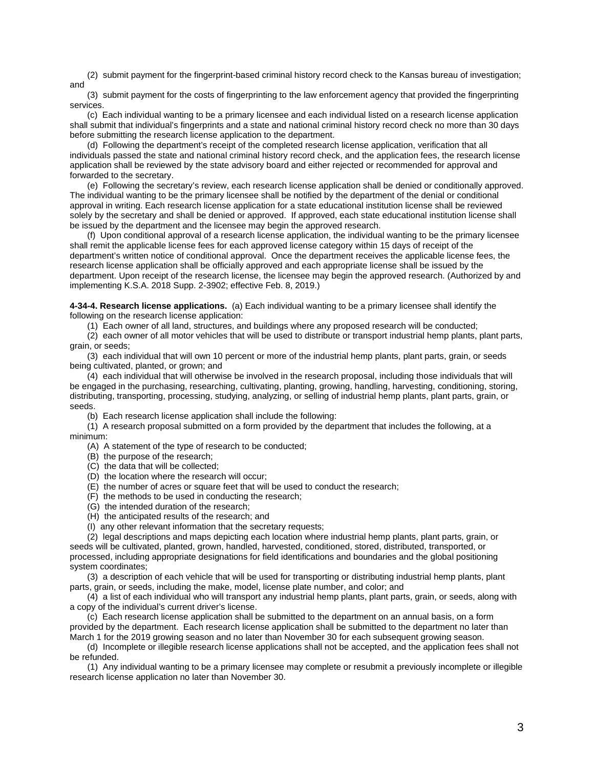(2) submit payment for the fingerprint-based criminal history record check to the Kansas bureau of investigation; and

(3) submit payment for the costs of fingerprinting to the law enforcement agency that provided the fingerprinting services.

(c) Each individual wanting to be a primary licensee and each individual listed on a research license application shall submit that individual's fingerprints and a state and national criminal history record check no more than 30 days before submitting the research license application to the department.

(d) Following the department's receipt of the completed research license application, verification that all individuals passed the state and national criminal history record check, and the application fees, the research license application shall be reviewed by the state advisory board and either rejected or recommended for approval and forwarded to the secretary.

(e) Following the secretary's review, each research license application shall be denied or conditionally approved. The individual wanting to be the primary licensee shall be notified by the department of the denial or conditional approval in writing. Each research license application for a state educational institution license shall be reviewed solely by the secretary and shall be denied or approved. If approved, each state educational institution license shall be issued by the department and the licensee may begin the approved research.

(f) Upon conditional approval of a research license application, the individual wanting to be the primary licensee shall remit the applicable license fees for each approved license category within 15 days of receipt of the department's written notice of conditional approval. Once the department receives the applicable license fees, the research license application shall be officially approved and each appropriate license shall be issued by the department. Upon receipt of the research license, the licensee may begin the approved research. (Authorized by and implementing K.S.A. 2018 Supp. 2-3902; effective Feb. 8, 2019.)

**4-34-4. Research license applications.** (a) Each individual wanting to be a primary licensee shall identify the following on the research license application:

(1) Each owner of all land, structures, and buildings where any proposed research will be conducted;

(2) each owner of all motor vehicles that will be used to distribute or transport industrial hemp plants, plant parts, grain, or seeds;

(3) each individual that will own 10 percent or more of the industrial hemp plants, plant parts, grain, or seeds being cultivated, planted, or grown; and

(4) each individual that will otherwise be involved in the research proposal, including those individuals that will be engaged in the purchasing, researching, cultivating, planting, growing, handling, harvesting, conditioning, storing, distributing, transporting, processing, studying, analyzing, or selling of industrial hemp plants, plant parts, grain, or seeds.

(b) Each research license application shall include the following:

(1) A research proposal submitted on a form provided by the department that includes the following, at a minimum:

(A) A statement of the type of research to be conducted;

(B) the purpose of the research;

(C) the data that will be collected;

(D) the location where the research will occur;

(E) the number of acres or square feet that will be used to conduct the research;

(F) the methods to be used in conducting the research;

(G) the intended duration of the research;

(H) the anticipated results of the research; and

(I) any other relevant information that the secretary requests;

(2) legal descriptions and maps depicting each location where industrial hemp plants, plant parts, grain, or seeds will be cultivated, planted, grown, handled, harvested, conditioned, stored, distributed, transported, or processed, including appropriate designations for field identifications and boundaries and the global positioning system coordinates;

(3) a description of each vehicle that will be used for transporting or distributing industrial hemp plants, plant parts, grain, or seeds, including the make, model, license plate number, and color; and

(4) a list of each individual who will transport any industrial hemp plants, plant parts, grain, or seeds, along with a copy of the individual's current driver's license.

(c) Each research license application shall be submitted to the department on an annual basis, on a form provided by the department. Each research license application shall be submitted to the department no later than March 1 for the 2019 growing season and no later than November 30 for each subsequent growing season.

(d) Incomplete or illegible research license applications shall not be accepted, and the application fees shall not be refunded.

(1) Any individual wanting to be a primary licensee may complete or resubmit a previously incomplete or illegible research license application no later than November 30.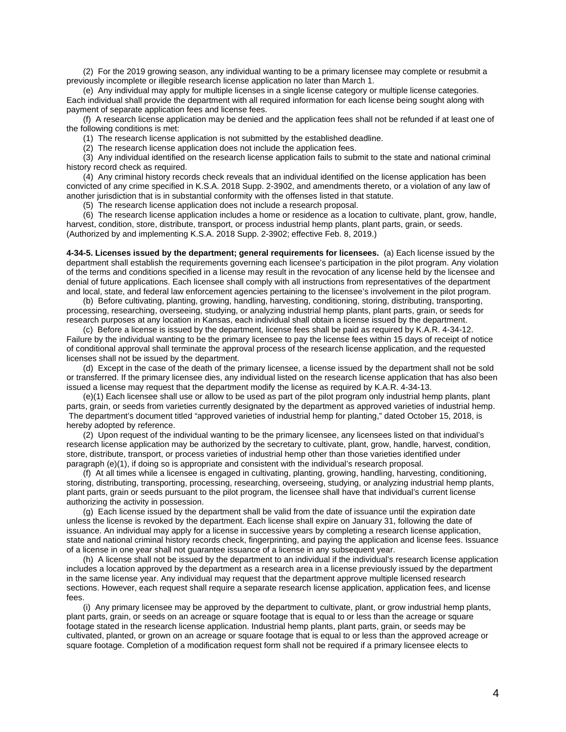(2) For the 2019 growing season, any individual wanting to be a primary licensee may complete or resubmit a previously incomplete or illegible research license application no later than March 1.

(e) Any individual may apply for multiple licenses in a single license category or multiple license categories. Each individual shall provide the department with all required information for each license being sought along with payment of separate application fees and license fees.

(f) A research license application may be denied and the application fees shall not be refunded if at least one of the following conditions is met:

(1) The research license application is not submitted by the established deadline.

(2) The research license application does not include the application fees.

(3) Any individual identified on the research license application fails to submit to the state and national criminal history record check as required.

(4) Any criminal history records check reveals that an individual identified on the license application has been convicted of any crime specified in K.S.A. 2018 Supp. 2-3902, and amendments thereto, or a violation of any law of another jurisdiction that is in substantial conformity with the offenses listed in that statute.

(5) The research license application does not include a research proposal.

(6) The research license application includes a home or residence as a location to cultivate, plant, grow, handle, harvest, condition, store, distribute, transport, or process industrial hemp plants, plant parts, grain, or seeds. (Authorized by and implementing K.S.A. 2018 Supp. 2-3902; effective Feb. 8, 2019.)

**4-34-5. Licenses issued by the department; general requirements for licensees.** (a) Each license issued by the department shall establish the requirements governing each licensee's participation in the pilot program. Any violation of the terms and conditions specified in a license may result in the revocation of any license held by the licensee and denial of future applications. Each licensee shall comply with all instructions from representatives of the department and local, state, and federal law enforcement agencies pertaining to the licensee's involvement in the pilot program.

(b) Before cultivating, planting, growing, handling, harvesting, conditioning, storing, distributing, transporting, processing, researching, overseeing, studying, or analyzing industrial hemp plants, plant parts, grain, or seeds for research purposes at any location in Kansas, each individual shall obtain a license issued by the department.

(c) Before a license is issued by the department, license fees shall be paid as required by K.A.R. 4-34-12. Failure by the individual wanting to be the primary licensee to pay the license fees within 15 days of receipt of notice of conditional approval shall terminate the approval process of the research license application, and the requested licenses shall not be issued by the department.

(d) Except in the case of the death of the primary licensee, a license issued by the department shall not be sold or transferred. If the primary licensee dies, any individual listed on the research license application that has also been issued a license may request that the department modify the license as required by K.A.R. 4-34-13.

(e)(1) Each licensee shall use or allow to be used as part of the pilot program only industrial hemp plants, plant parts, grain, or seeds from varieties currently designated by the department as approved varieties of industrial hemp. The department's document titled "approved varieties of industrial hemp for planting," dated October 15, 2018, is hereby adopted by reference.

(2) Upon request of the individual wanting to be the primary licensee, any licensees listed on that individual's research license application may be authorized by the secretary to cultivate, plant, grow, handle, harvest, condition, store, distribute, transport, or process varieties of industrial hemp other than those varieties identified under paragraph (e)(1), if doing so is appropriate and consistent with the individual's research proposal.

(f) At all times while a licensee is engaged in cultivating, planting, growing, handling, harvesting, conditioning, storing, distributing, transporting, processing, researching, overseeing, studying, or analyzing industrial hemp plants, plant parts, grain or seeds pursuant to the pilot program, the licensee shall have that individual's current license authorizing the activity in possession.

(g) Each license issued by the department shall be valid from the date of issuance until the expiration date unless the license is revoked by the department. Each license shall expire on January 31, following the date of issuance. An individual may apply for a license in successive years by completing a research license application, state and national criminal history records check, fingerprinting, and paying the application and license fees. Issuance of a license in one year shall not guarantee issuance of a license in any subsequent year.

(h) A license shall not be issued by the department to an individual if the individual's research license application includes a location approved by the department as a research area in a license previously issued by the department in the same license year. Any individual may request that the department approve multiple licensed research sections. However, each request shall require a separate research license application, application fees, and license fees.

(i) Any primary licensee may be approved by the department to cultivate, plant, or grow industrial hemp plants, plant parts, grain, or seeds on an acreage or square footage that is equal to or less than the acreage or square footage stated in the research license application. Industrial hemp plants, plant parts, grain, or seeds may be cultivated, planted, or grown on an acreage or square footage that is equal to or less than the approved acreage or square footage. Completion of a modification request form shall not be required if a primary licensee elects to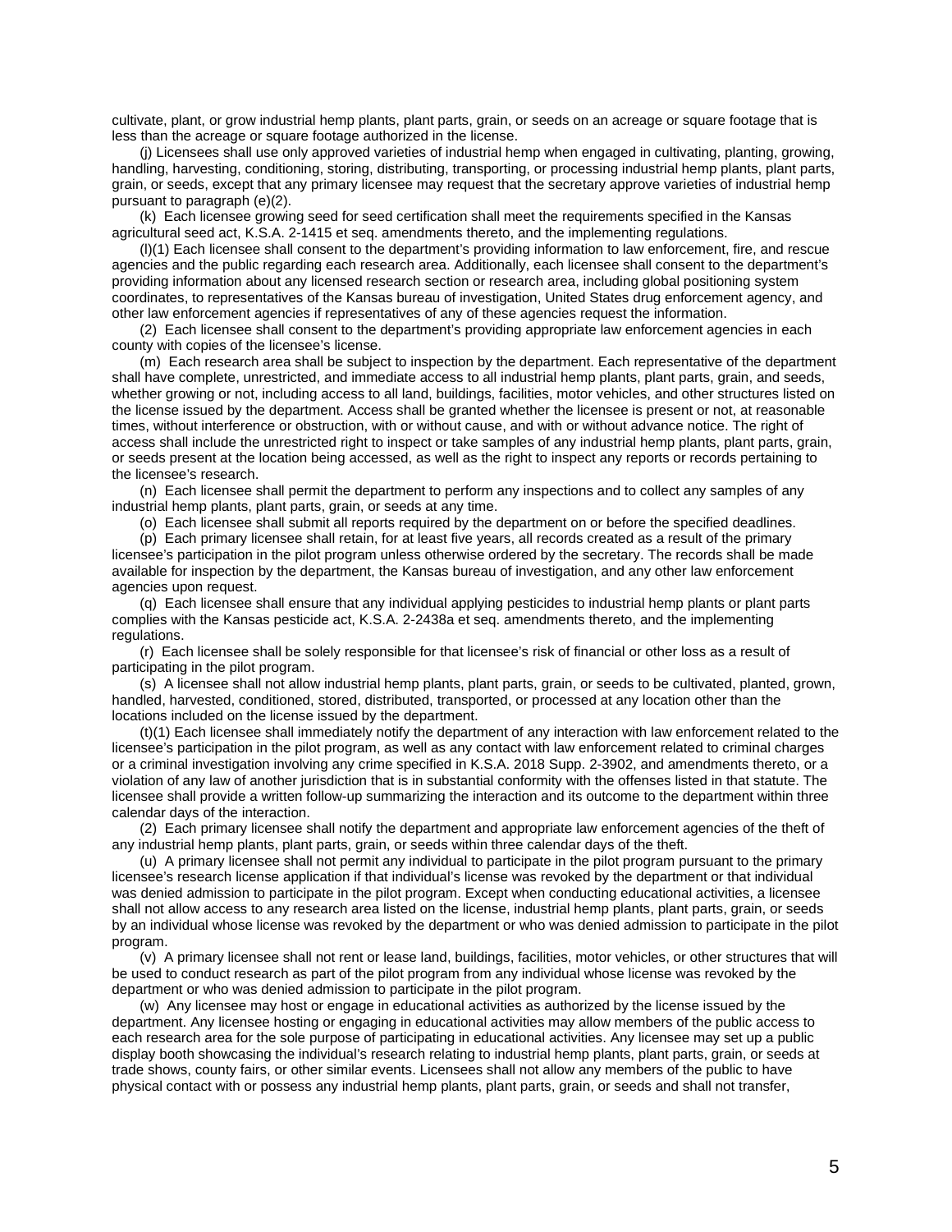cultivate, plant, or grow industrial hemp plants, plant parts, grain, or seeds on an acreage or square footage that is less than the acreage or square footage authorized in the license.

(j) Licensees shall use only approved varieties of industrial hemp when engaged in cultivating, planting, growing, handling, harvesting, conditioning, storing, distributing, transporting, or processing industrial hemp plants, plant parts, grain, or seeds, except that any primary licensee may request that the secretary approve varieties of industrial hemp pursuant to paragraph (e)(2).

(k) Each licensee growing seed for seed certification shall meet the requirements specified in the Kansas agricultural seed act, K.S.A. 2-1415 et seq. amendments thereto, and the implementing regulations.

(l)(1) Each licensee shall consent to the department's providing information to law enforcement, fire, and rescue agencies and the public regarding each research area. Additionally, each licensee shall consent to the department's providing information about any licensed research section or research area, including global positioning system coordinates, to representatives of the Kansas bureau of investigation, United States drug enforcement agency, and other law enforcement agencies if representatives of any of these agencies request the information.

(2) Each licensee shall consent to the department's providing appropriate law enforcement agencies in each county with copies of the licensee's license.

(m) Each research area shall be subject to inspection by the department. Each representative of the department shall have complete, unrestricted, and immediate access to all industrial hemp plants, plant parts, grain, and seeds, whether growing or not, including access to all land, buildings, facilities, motor vehicles, and other structures listed on the license issued by the department. Access shall be granted whether the licensee is present or not, at reasonable times, without interference or obstruction, with or without cause, and with or without advance notice. The right of access shall include the unrestricted right to inspect or take samples of any industrial hemp plants, plant parts, grain, or seeds present at the location being accessed, as well as the right to inspect any reports or records pertaining to the licensee's research.

(n) Each licensee shall permit the department to perform any inspections and to collect any samples of any industrial hemp plants, plant parts, grain, or seeds at any time.

(o) Each licensee shall submit all reports required by the department on or before the specified deadlines.

(p) Each primary licensee shall retain, for at least five years, all records created as a result of the primary licensee's participation in the pilot program unless otherwise ordered by the secretary. The records shall be made available for inspection by the department, the Kansas bureau of investigation, and any other law enforcement agencies upon request.

(q) Each licensee shall ensure that any individual applying pesticides to industrial hemp plants or plant parts complies with the Kansas pesticide act, K.S.A. 2-2438a et seq. amendments thereto, and the implementing regulations.

(r) Each licensee shall be solely responsible for that licensee's risk of financial or other loss as a result of participating in the pilot program.

(s) A licensee shall not allow industrial hemp plants, plant parts, grain, or seeds to be cultivated, planted, grown, handled, harvested, conditioned, stored, distributed, transported, or processed at any location other than the locations included on the license issued by the department.

(t)(1) Each licensee shall immediately notify the department of any interaction with law enforcement related to the licensee's participation in the pilot program, as well as any contact with law enforcement related to criminal charges or a criminal investigation involving any crime specified in K.S.A. 2018 Supp. 2-3902, and amendments thereto, or a violation of any law of another jurisdiction that is in substantial conformity with the offenses listed in that statute. The licensee shall provide a written follow-up summarizing the interaction and its outcome to the department within three calendar days of the interaction.

(2) Each primary licensee shall notify the department and appropriate law enforcement agencies of the theft of any industrial hemp plants, plant parts, grain, or seeds within three calendar days of the theft.

(u) A primary licensee shall not permit any individual to participate in the pilot program pursuant to the primary licensee's research license application if that individual's license was revoked by the department or that individual was denied admission to participate in the pilot program. Except when conducting educational activities, a licensee shall not allow access to any research area listed on the license, industrial hemp plants, plant parts, grain, or seeds by an individual whose license was revoked by the department or who was denied admission to participate in the pilot program.

(v) A primary licensee shall not rent or lease land, buildings, facilities, motor vehicles, or other structures that will be used to conduct research as part of the pilot program from any individual whose license was revoked by the department or who was denied admission to participate in the pilot program.

(w) Any licensee may host or engage in educational activities as authorized by the license issued by the department. Any licensee hosting or engaging in educational activities may allow members of the public access to each research area for the sole purpose of participating in educational activities. Any licensee may set up a public display booth showcasing the individual's research relating to industrial hemp plants, plant parts, grain, seeds at trade shows, county fairs, or other similar events. Licensees shall not allow any members of the public to have physical contact with or possess any industrial hemp plants, plant parts, grain, or seeds and shall not transfer,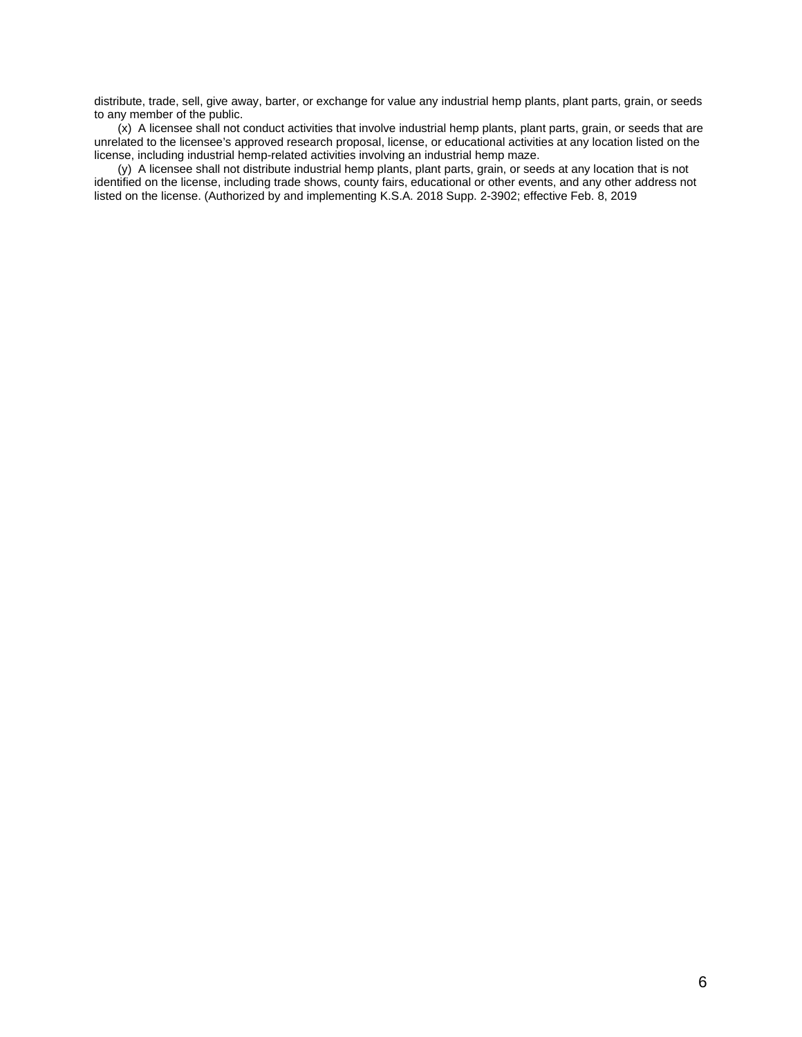distribute, trade, sell, give away, barter, or exchange for value any industrial hemp plants, plant parts, grain, or seeds to any member of the public.

(x) A licensee shall not conduct activities that involve industrial hemp plants, plant parts, grain, or seeds that are unrelated to the licensee's approved research proposal, license, or educational activities at any location listed on the license, including industrial hemp-related activities involving an industrial hemp maze.

(y) A licensee shall not distribute industrial hemp plants, plant parts, grain, or seeds at any location that is not identified on the license, including trade shows, county fairs, educational or other events, and any other address not listed on the license. (Authorized by and implementing K.S.A. 2018 Supp. 2-3902; effective Feb. 8, 2019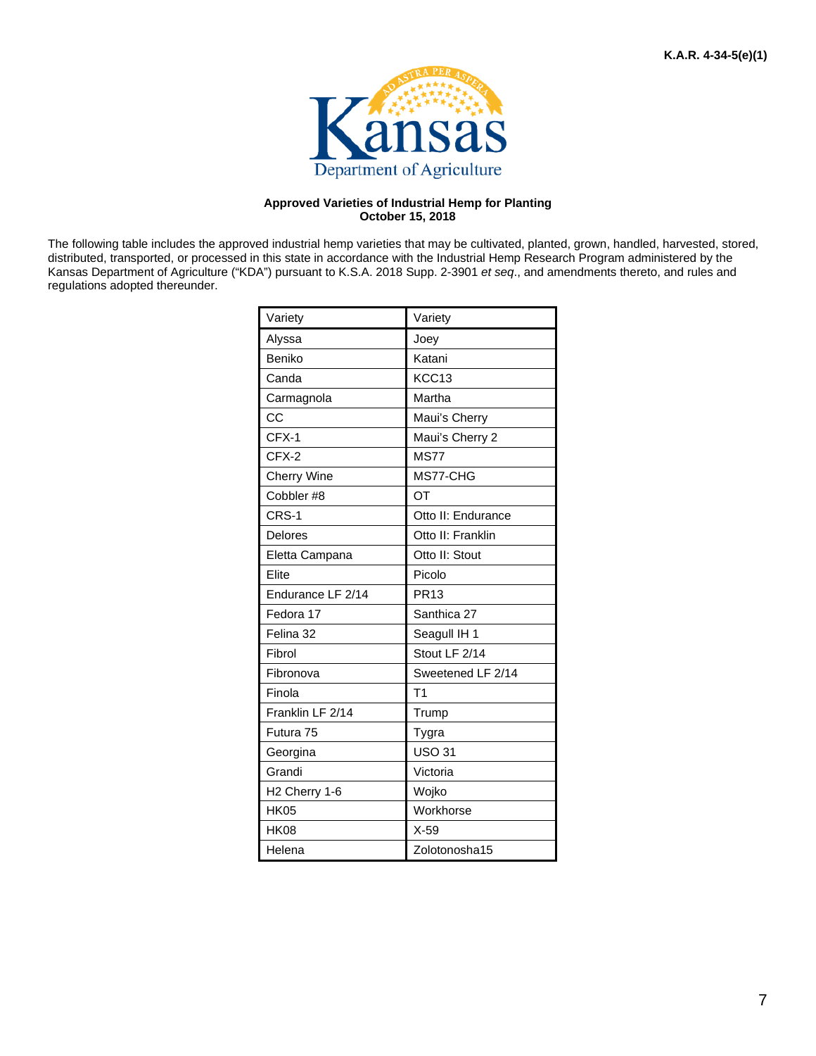K.A.R. 4-34-5(e)(1)

Kansas Department of Agriculture

**Approved Varieties of Industrial Hemp for Planting**
**October 15, 2018**

The following table includes the approved industrial hemp varieties that may be cultivated, planted, grown, handled, harvested, stored, distributed, transported, or processed in this state in accordance with the Industrial Hemp Research Program administered by the Kansas Department of Agriculture ("KDA") pursuant to K.S.A. 2018 Supp. 2-3901 *et seq*., and amendments thereto, and rules and regulations adopted thereunder.

| Variety | Variety |
|---|---|
| Alyssa | Joey |
| Beniko | Katani |
| Canda | KCC13 |
| Carmagnola | Martha |
| CC | Maui's Cherry |
| CFX-1 | Maui's Cherry 2 |
| CFX-2 | MS77 |
| Cherry Wine | MS77-CHG |
| Cobbler #8 | OT |
| CRS-1 | Otto II: Endurance |
| Delores | Otto II: Franklin |
| Eletta Campana | Otto II: Stout |
| Elite | Picolo |
| Endurance LF 2/14 | PR13 |
| Fedora 17 | Santhica 27 |
| Felina 32 | Seagull IH 1 |
| Fibrol | Stout LF 2/14 |
| Fibronova | Sweetened LF 2/14 |
| Finola | T1 |
| Franklin LF 2/14 | Trump |
| Futura 75 | Tygra |
| Georgina | USO 31 |
| Grandi | Victoria |
| H2 Cherry 1-6 | Wojko |
| HK05 | Workhorse |
| HK08 | X-59 |
| Helena | Zolotonosha15 |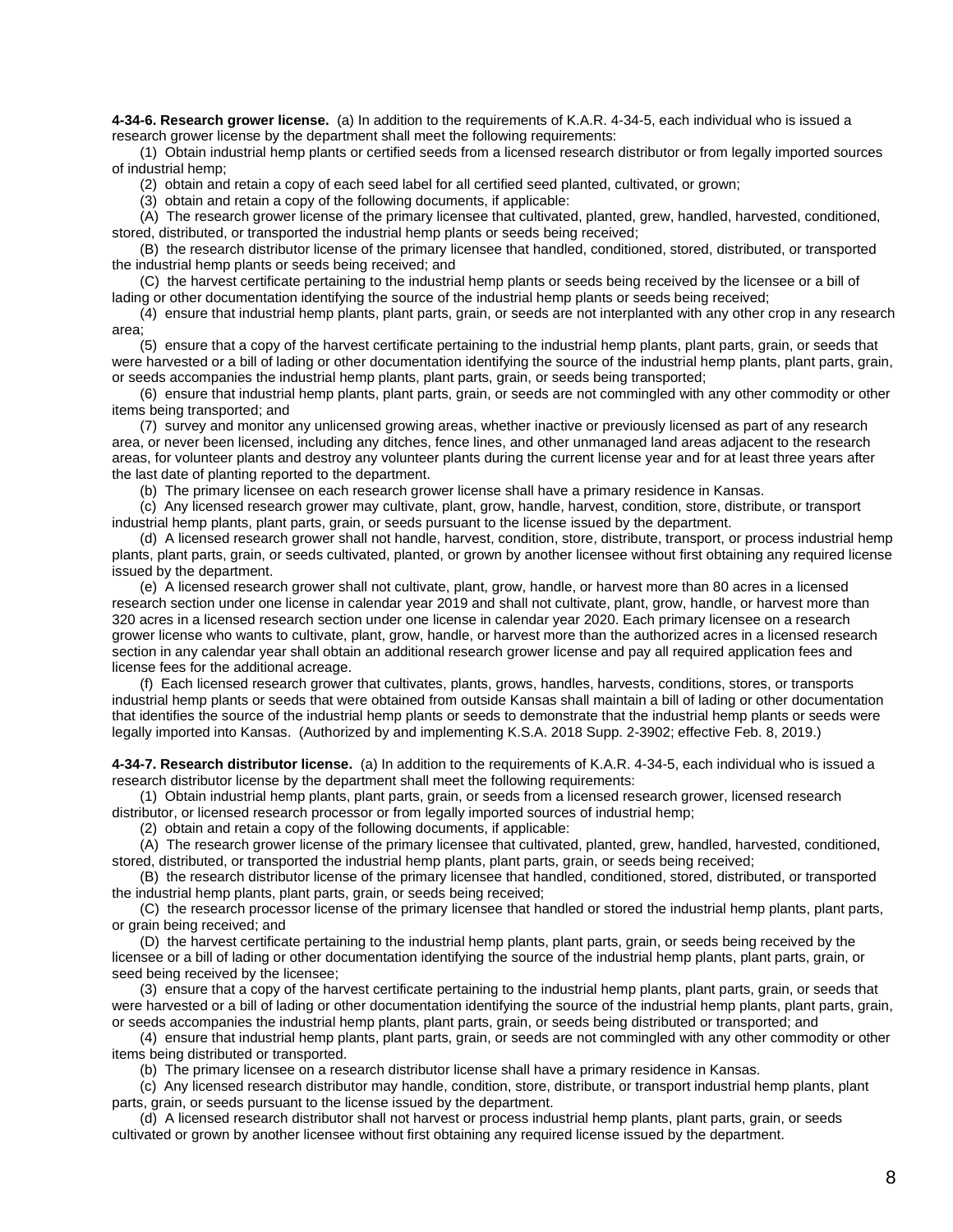**4-34-6. Research grower license.** (a) In addition to the requirements of K.A.R. 4-34-5, each individual who is issued a research grower license by the department shall meet the following requirements:

(1) Obtain industrial hemp plants or certified seeds from a licensed research distributor or from legally imported sources of industrial hemp;

(2) obtain and retain a copy of each seed label for all certified seed planted, cultivated, or grown;

(3) obtain and retain a copy of the following documents, if applicable:

(A) The research grower license of the primary licensee that cultivated, planted, grew, handled, harvested, conditioned, stored, distributed, or transported the industrial hemp plants or seeds being received;

(B) the research distributor license of the primary licensee that handled, conditioned, stored, distributed, or transported the industrial hemp plants or seeds being received; and

(C) the harvest certificate pertaining to the industrial hemp plants or seeds being received by the licensee or a bill of lading or other documentation identifying the source of the industrial hemp plants or seeds being received;

(4) ensure that industrial hemp plants, plant parts, grain, or seeds are not interplanted with any other crop in any research area;

(5) ensure that a copy of the harvest certificate pertaining to the industrial hemp plants, plant parts, grain, or seeds that were harvested or a bill of lading or other documentation identifying the source of the industrial hemp plants, plant parts, grain, or seeds accompanies the industrial hemp plants, plant parts, grain, or seeds being transported;

(6) ensure that industrial hemp plants, plant parts, grain, or seeds are not commingled with any other commodity or other items being transported; and

(7) survey and monitor any unlicensed growing areas, whether inactive or previously licensed as part of any research area, or never been licensed, including any ditches, fence lines, and other unmanaged land areas adjacent to the research areas, for volunteer plants and destroy any volunteer plants during the current license year and for at least three years after the last date of planting reported to the department.

(b) The primary licensee on each research grower license shall have a primary residence in Kansas.

(c) Any licensed research grower may cultivate, plant, grow, handle, harvest, condition, store, distribute, or transport industrial hemp plants, plant parts, grain, or seeds pursuant to the license issued by the department.

(d) A licensed research grower shall not handle, harvest, condition, store, distribute, transport, or process industrial hemp plants, plant parts, grain, or seeds cultivated, planted, or grown by another licensee without first obtaining any required license issued by the department.

(e) A licensed research grower shall not cultivate, plant, grow, handle, or harvest more than 80 acres in a licensed research section under one license in calendar year 2019 and shall not cultivate, plant, grow, handle, or harvest more than 320 acres in a licensed research section under one license in calendar year 2020. Each primary licensee on a research grower license who wants to cultivate, plant, grow, handle, or harvest more than the authorized acres in a licensed research section in any calendar year shall obtain an additional research grower license and pay all required application fees and license fees for the additional acreage.

(f) Each licensed research grower that cultivates, plants, grows, handles, harvests, conditions, stores, or transports industrial hemp plants or seeds that were obtained from outside Kansas shall maintain a bill of lading or other documentation that identifies the source of the industrial hemp plants or seeds to demonstrate that the industrial hemp plants or seeds were legally imported into Kansas. (Authorized by and implementing K.S.A. 2018 Supp. 2-3902; effective Feb. 8, 2019.)

**4-34-7. Research distributor license.** (a) In addition to the requirements of K.A.R. 4-34-5, each individual who is issued a research distributor license by the department shall meet the following requirements:

(1) Obtain industrial hemp plants, plant parts, grain, or seeds from a licensed research grower, licensed research distributor, or licensed research processor or from legally imported sources of industrial hemp;

(2) obtain and retain a copy of the following documents, if applicable:

(A) The research grower license of the primary licensee that cultivated, planted, grew, handled, harvested, conditioned, stored, distributed, or transported the industrial hemp plants, plant parts, grain, or seeds being received;

(B) the research distributor license of the primary licensee that handled, conditioned, stored, distributed, or transported the industrial hemp plants, plant parts, grain, or seeds being received;

(C) the research processor license of the primary licensee that handled or stored the industrial hemp plants, plant parts, or grain being received; and

(D) the harvest certificate pertaining to the industrial hemp plants, plant parts, grain, or seeds being received by the licensee or a bill of lading or other documentation identifying the source of the industrial hemp plants, plant parts, grain, or seed being received by the licensee;

(3) ensure that a copy of the harvest certificate pertaining to the industrial hemp plants, plant parts, grain, or seeds that were harvested or a bill of lading or other documentation identifying the source of the industrial hemp plants, plant parts, grain, or seeds accompanies the industrial hemp plants, plant parts, grain, or seeds being distributed or transported; and

(4) ensure that industrial hemp plants, plant parts, grain, or seeds are not commingled with any other commodity or other items being distributed or transported.

(b) The primary licensee on a research distributor license shall have a primary residence in Kansas.

(c) Any licensed research distributor may handle, condition, store, distribute, or transport industrial hemp plants, plant parts, grain, or seeds pursuant to the license issued by the department.

(d) A licensed research distributor shall not harvest or process industrial hemp plants, plant parts, grain, or seeds cultivated or grown by another licensee without first obtaining any required license issued by the department.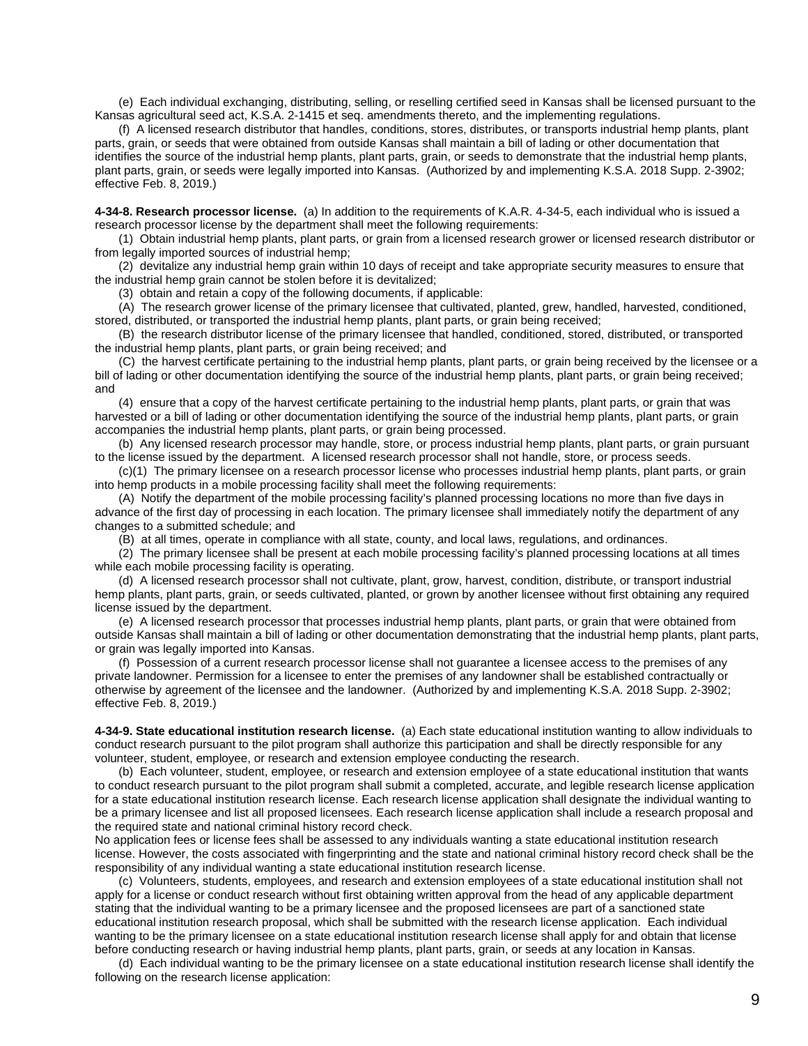(e) Each individual exchanging, distributing, selling, or reselling certified seed in Kansas shall be licensed pursuant to the Kansas agricultural seed act, K.S.A. 2-1415 et seq. amendments thereto, and the implementing regulations.

(f) A licensed research distributor that handles, conditions, stores, distributes, or transports industrial hemp plants, plant parts, grain, or seeds that were obtained from outside Kansas shall maintain a bill of lading or other documentation that identifies the source of the industrial hemp plants, plant parts, grain, or seeds to demonstrate that the industrial hemp plants, plant parts, grain, or seeds were legally imported into Kansas. (Authorized by and implementing K.S.A. 2018 Supp. 2-3902; effective Feb. 8, 2019.)

**4-34-8. Research processor license.** (a) In addition to the requirements of K.A.R. 4-34-5, each individual who is issued a research processor license by the department shall meet the following requirements:

(1) Obtain industrial hemp plants, plant parts, or grain from a licensed research grower or licensed research distributor or from legally imported sources of industrial hemp;

(2) devitalize any industrial hemp grain within 10 days of receipt and take appropriate security measures to ensure that the industrial hemp grain cannot be stolen before it is devitalized;

(3) obtain and retain a copy of the following documents, if applicable:

(A) The research grower license of the primary licensee that cultivated, planted, grew, handled, harvested, conditioned, stored, distributed, or transported the industrial hemp plants, plant parts, or grain being received;

(B) the research distributor license of the primary licensee that handled, conditioned, stored, distributed, or transported the industrial hemp plants, plant parts, or grain being received; and

(C) the harvest certificate pertaining to the industrial hemp plants, plant parts, or grain being received by the licensee or a bill of lading or other documentation identifying the source of the industrial hemp plants, plant parts, or grain being received; and

(4) ensure that a copy of the harvest certificate pertaining to the industrial hemp plants, plant parts, or grain that was harvested or a bill of lading or other documentation identifying the source of the industrial hemp plants, plant parts, or grain accompanies the industrial hemp plants, plant parts, or grain being processed.

(b) Any licensed research processor may handle, store, or process industrial hemp plants, plant parts, or grain pursuant to the license issued by the department. A licensed research processor shall not handle, store, or process seeds.

(c)(1) The primary licensee on a research processor license who processes industrial hemp plants, plant parts, or grain into hemp products in a mobile processing facility shall meet the following requirements:

(A) Notify the department of the mobile processing facility's planned processing locations no more than five days in advance of the first day of processing in each location. The primary licensee shall immediately notify the department of any changes to a submitted schedule; and

(B) at all times, operate in compliance with all state, county, and local laws, regulations, and ordinances.

(2) The primary licensee shall be present at each mobile processing facility's planned processing locations at all times while each mobile processing facility is operating.

(d) A licensed research processor shall not cultivate, plant, grow, harvest, condition, distribute, or transport industrial hemp plants, plant parts, grain, or seeds cultivated, planted, or grown by another licensee without first obtaining any required license issued by the department.

(e) A licensed research processor that processes industrial hemp plants, plant parts, or grain that were obtained from outside Kansas shall maintain a bill of lading or other documentation demonstrating that the industrial hemp plants, plant parts, or grain was legally imported into Kansas.

(f) Possession of a current research processor license shall not guarantee a licensee access to the premises of any private landowner. Permission for a licensee to enter the premises of any landowner shall be established contractually or otherwise by agreement of the licensee and the landowner. (Authorized by and implementing K.S.A. 2018 Supp. 2-3902; effective Feb. 8, 2019.)

**4-34-9. State educational institution research license.** (a) Each state educational institution wanting to allow individuals to conduct research pursuant to the pilot program shall authorize this participation and shall be directly responsible for any volunteer, student, employee, or research and extension employee conducting the research.

(b) Each volunteer, student, employee, or research and extension employee of a state educational institution that wants to conduct research pursuant to the pilot program shall submit a completed, accurate, and legible research license application for a state educational institution research license. Each research license application shall designate the individual wanting to be a primary licensee and list all proposed licensees. Each research license application shall include a research proposal and the required state and national criminal history record check.

No application fees or license fees shall be assessed to any individuals wanting a state educational institution research license. However, the costs associated with fingerprinting and the state and national criminal history record check shall be the responsibility of any individual wanting a state educational institution research license.

(c) Volunteers, students, employees, and research and extension employees of a state educational institution shall not apply for a license or conduct research without first obtaining written approval from the head of any applicable department stating that the individual wanting to be a primary licensee and the proposed licensees are part of a sanctioned state educational institution research proposal, which shall be submitted with the research license application. Each individual wanting to be the primary licensee on a state educational institution research license shall apply for and obtain that license before conducting research or having industrial hemp plants, plant parts, grain, or seeds at any location in Kansas.

(d) Each individual wanting to be the primary licensee on a state educational institution research license shall identify the following on the research license application: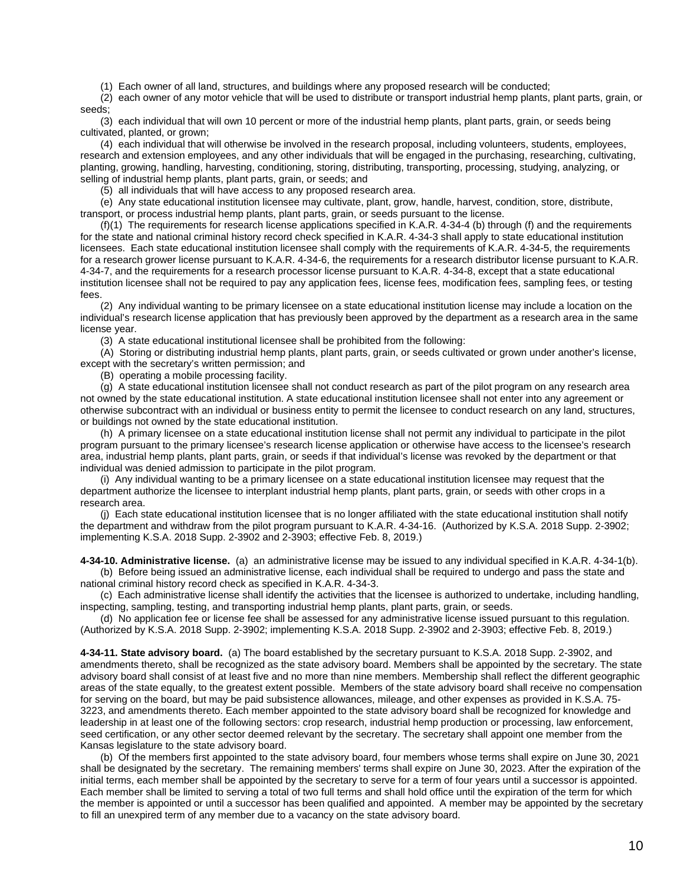(1) Each owner of all land, structures, and buildings where any proposed research will be conducted;

(2) each owner of any motor vehicle that will be used to distribute or transport industrial hemp plants, plant parts, grain, or seeds;

(3) each individual that will own 10 percent or more of the industrial hemp plants, plant parts, grain, or seeds being cultivated, planted, or grown;

(4) each individual that will otherwise be involved in the research proposal, including volunteers, students, employees, research and extension employees, and any other individuals that will be engaged in the purchasing, researching, cultivating, planting, growing, handling, harvesting, conditioning, storing, distributing, transporting, processing, studying, analyzing, or selling of industrial hemp plants, plant parts, grain, or seeds; and

(5) all individuals that will have access to any proposed research area.

(e) Any state educational institution licensee may cultivate, plant, grow, handle, harvest, condition, store, distribute, transport, or process industrial hemp plants, plant parts, grain, or seeds pursuant to the license.

(f)(1) The requirements for research license applications specified in K.A.R. 4-34-4 (b) through (f) and the requirements for the state and national criminal history record check specified in K.A.R. 4-34-3 shall apply to state educational institution licensees. Each state educational institution licensee shall comply with the requirements of K.A.R. 4-34-5, the requirements for a research grower license pursuant to K.A.R. 4-34-6, the requirements for a research distributor license pursuant to K.A.R. 4-34-7, and the requirements for a research processor license pursuant to K.A.R. 4-34-8, except that a state educational institution licensee shall not be required to pay any application fees, license fees, modification fees, sampling fees, or testing fees.

(2) Any individual wanting to be primary licensee on a state educational institution license may include a location on the individual's research license application that has previously been approved by the department as a research area in the same license year.

(3) A state educational institutional licensee shall be prohibited from the following:

(A) Storing or distributing industrial hemp plants, plant parts, grain, or seeds cultivated or grown under another's license, except with the secretary's written permission; and

(B) operating a mobile processing facility.

(g) A state educational institution licensee shall not conduct research as part of the pilot program on any research area not owned by the state educational institution. A state educational institution licensee shall not enter into any agreement or otherwise subcontract with an individual or business entity to permit the licensee to conduct research on any land, structures, or buildings not owned by the state educational institution.

(h) A primary licensee on a state educational institution license shall not permit any individual to participate in the pilot program pursuant to the primary licensee's research license application or otherwise have access to the licensee's research area, industrial hemp plants, plant parts, grain, or seeds if that individual's license was revoked by the department or that individual was denied admission to participate in the pilot program.

(i) Any individual wanting to be a primary licensee on a state educational institution licensee may request that the department authorize the licensee to interplant industrial hemp plants, plant parts, grain, or seeds with other crops in a research area.

(j) Each state educational institution licensee that is no longer affiliated with the state educational institution shall notify the department and withdraw from the pilot program pursuant to K.A.R. 4-34-16. (Authorized by K.S.A. 2018 Supp. 2-3902; implementing K.S.A. 2018 Supp. 2-3902 and 2-3903; effective Feb. 8, 2019.)

**4-34-10. Administrative license.** (a) an administrative license may be issued to any individual specified in K.A.R. 4-34-1(b).

(b) Before being issued an administrative license, each individual shall be required to undergo and pass the state and national criminal history record check as specified in K.A.R. 4-34-3.

(c) Each administrative license shall identify the activities that the licensee is authorized to undertake, including handling, inspecting, sampling, testing, and transporting industrial hemp plants, plant parts, grain, or seeds.

(d) No application fee or license fee shall be assessed for any administrative license issued pursuant to this regulation. (Authorized by K.S.A. 2018 Supp. 2-3902; implementing K.S.A. 2018 Supp. 2-3902 and 2-3903; effective Feb. 8, 2019.)

**4-34-11. State advisory board.** (a) The board established by the secretary pursuant to K.S.A. 2018 Supp. 2-3902, and amendments thereto, shall be recognized as the state advisory board. Members shall be appointed by the secretary. The state advisory board shall consist of at least five and no more than nine members. Membership shall reflect the different geographic areas of the state equally, to the greatest extent possible. Members of the state advisory board shall receive no compensation for serving on the board, but may be paid subsistence allowances, mileage, and other expenses as provided in K.S.A. 75-3223, and amendments thereto. Each member appointed to the state advisory board shall be recognized for knowledge and leadership in at least one of the following sectors: crop research, industrial hemp production or processing, law enforcement, seed certification, or any other sector deemed relevant by the secretary. The secretary shall appoint one member from the Kansas legislature to the state advisory board.

(b) Of the members first appointed to the state advisory board, four members whose terms shall expire on June 30, 2021 shall be designated by the secretary. The remaining members' terms shall expire on June 30, 2023. After the expiration of the initial terms, each member shall be appointed by the secretary to serve for a term of four years until a successor is appointed. Each member shall be limited to serving a total of two full terms and shall hold office until the expiration of the term for which the member is appointed or until a successor has been qualified and appointed. A member may be appointed by the secretary to fill an unexpired term of any member due to a vacancy on the state advisory board.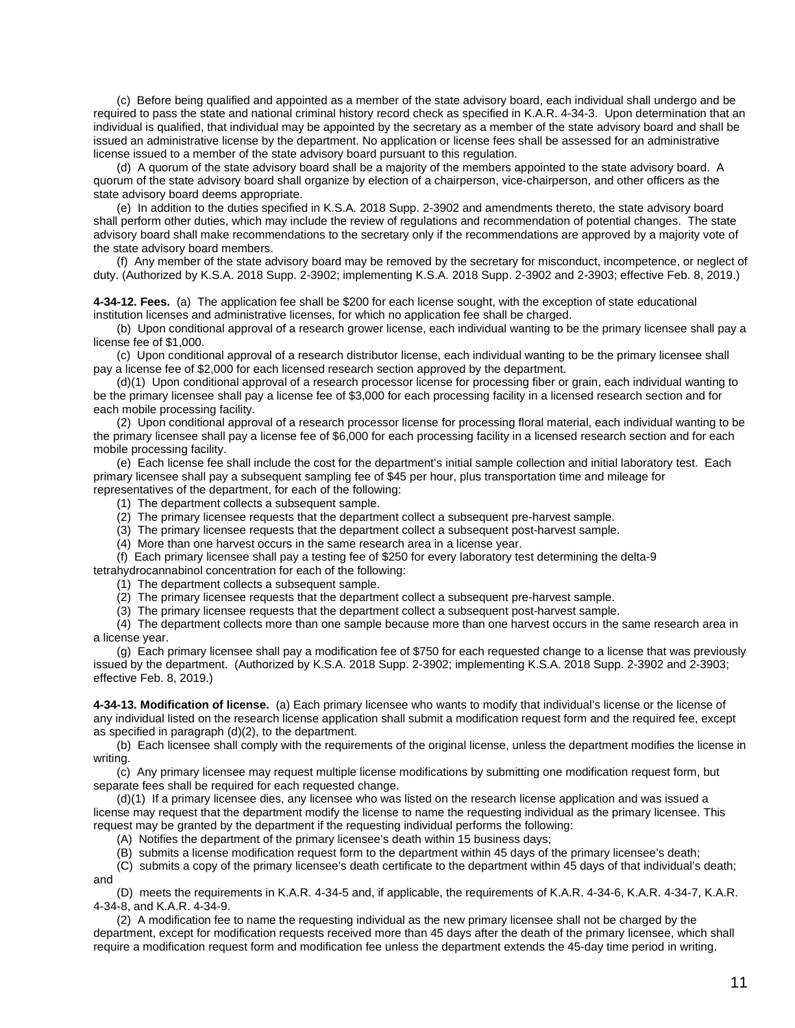(c) Before being qualified and appointed as a member of the state advisory board, each individual shall undergo and be required to pass the state and national criminal history record check as specified in K.A.R. 4-34-3. Upon determination that an individual is qualified, that individual may be appointed by the secretary as a member of the state advisory board and shall be issued an administrative license by the department. No application or license fees shall be assessed for an administrative license issued to a member of the state advisory board pursuant to this regulation.

(d) A quorum of the state advisory board shall be a majority of the members appointed to the state advisory board. A quorum of the state advisory board shall organize by election of a chairperson, vice-chairperson, and other officers as the state advisory board deems appropriate.

(e) In addition to the duties specified in K.S.A. 2018 Supp. 2-3902 and amendments thereto, the state advisory board shall perform other duties, which may include the review of regulations and recommendation of potential changes. The state advisory board shall make recommendations to the secretary only if the recommendations are approved by a majority vote of the state advisory board members.

(f) Any member of the state advisory board may be removed by the secretary for misconduct, incompetence, or neglect of duty. (Authorized by K.S.A. 2018 Supp. 2-3902; implementing K.S.A. 2018 Supp. 2-3902 and 2-3903; effective Feb. 8, 2019.)

**4-34-12. Fees.** (a) The application fee shall be $200 for each license sought, with the exception of state educational institution licenses and administrative licenses, for which no application fee shall be charged.

(b) Upon conditional approval of a research grower license, each individual wanting to be the primary licensee shall pay a license fee of $1,000.

(c) Upon conditional approval of a research distributor license, each individual wanting to be the primary licensee shall pay a license fee of $2,000 for each licensed research section approved by the department.

(d)(1) Upon conditional approval of a research processor license for processing fiber or grain, each individual wanting to be the primary licensee shall pay a license fee of $3,000 for each processing facility in a licensed research section and for each mobile processing facility.

(2) Upon conditional approval of a research processor license for processing floral material, each individual wanting to be the primary licensee shall pay a license fee of $6,000 for each processing facility in a licensed research section and for each mobile processing facility.

(e) Each license fee shall include the cost for the department's initial sample collection and initial laboratory test. Each primary licensee shall pay a subsequent sampling fee of $45 per hour, plus transportation time and mileage for representatives of the department, for each of the following:

(1) The department collects a subsequent sample.

(2) The primary licensee requests that the department collect a subsequent pre-harvest sample.

(3) The primary licensee requests that the department collect a subsequent post-harvest sample.

(4) More than one harvest occurs in the same research area in a license year.

(f) Each primary licensee shall pay a testing fee of $250 for every laboratory test determining the delta-9 tetrahydrocannabinol concentration for each of the following:

(1) The department collects a subsequent sample.

(2) The primary licensee requests that the department collect a subsequent pre-harvest sample.

(3) The primary licensee requests that the department collect a subsequent post-harvest sample.

(4) The department collects more than one sample because more than one harvest occurs in the same research area in a license year.

(g) Each primary licensee shall pay a modification fee of $750 for each requested change to a license that was previously issued by the department. (Authorized by K.S.A. 2018 Supp. 2-3902; implementing K.S.A. 2018 Supp. 2-3902 and 2-3903; effective Feb. 8, 2019.)

**4-34-13. Modification of license.** (a) Each primary licensee who wants to modify that individual's license or the license of any individual listed on the research license application shall submit a modification request form and the required fee, except as specified in paragraph (d)(2), to the department.

(b) Each licensee shall comply with the requirements of the original license, unless the department modifies the license in writing.

(c) Any primary licensee may request multiple license modifications by submitting one modification request form, but separate fees shall be required for each requested change.

(d)(1) If a primary licensee dies, any licensee who was listed on the research license application and was issued a license may request that the department modify the license to name the requesting individual as the primary licensee. This request may be granted by the department if the requesting individual performs the following:

(A) Notifies the department of the primary licensee's death within 15 business days;

(B) submits a license modification request form to the department within 45 days of the primary licensee's death;

(C) submits a copy of the primary licensee's death certificate to the department within 45 days of that individual's death; and

(D) meets the requirements in K.A.R. 4-34-5 and, if applicable, the requirements of K.A.R. 4-34-6, K.A.R. 4-34-7, K.A.R. 4-34-8, and K.A.R. 4-34-9.

(2) A modification fee to name the requesting individual as the new primary licensee shall not be charged by the department, except for modification requests received more than 45 days after the death of the primary licensee, which shall require a modification request form and modification fee unless the department extends the 45-day time period in writing.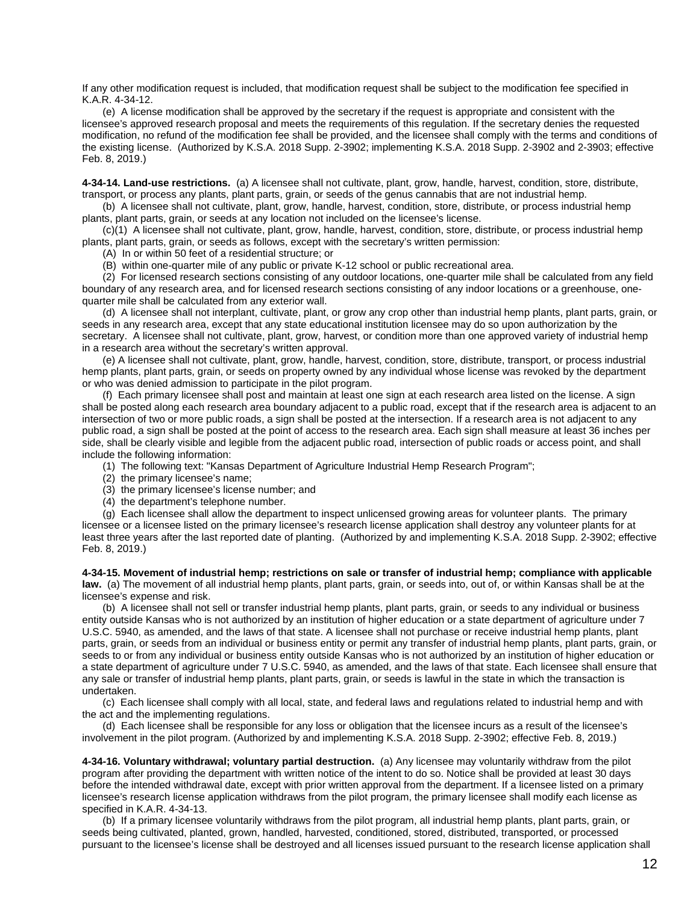If any other modification request is included, that modification request shall be subject to the modification fee specified in K.A.R. 4-34-12.

(e) A license modification shall be approved by the secretary if the request is appropriate and consistent with the licensee's approved research proposal and meets the requirements of this regulation. If the secretary denies the requested modification, no refund of the modification fee shall be provided, and the licensee shall comply with the terms and conditions of the existing license. (Authorized by K.S.A. 2018 Supp. 2-3902; implementing K.S.A. 2018 Supp. 2-3902 and 2-3903; effective Feb. 8, 2019.)

**4-34-14. Land-use restrictions.** (a) A licensee shall not cultivate, plant, grow, handle, harvest, condition, store, distribute, transport, or process any plants, plant parts, grain, or seeds of the genus cannabis that are not industrial hemp.

(b) A licensee shall not cultivate, plant, grow, handle, harvest, condition, store, distribute, or process industrial hemp plants, plant parts, grain, or seeds at any location not included on the licensee's license.

(c)(1) A licensee shall not cultivate, plant, grow, handle, harvest, condition, store, distribute, or process industrial hemp plants, plant parts, grain, or seeds as follows, except with the secretary's written permission:

(A) In or within 50 feet of a residential structure; or

(B) within one-quarter mile of any public or private K-12 school or public recreational area.

(2) For licensed research sections consisting of any outdoor locations, one-quarter mile shall be calculated from any field boundary of any research area, and for licensed research sections consisting of any indoor locations or a greenhouse, one-quarter mile shall be calculated from any exterior wall.

(d) A licensee shall not interplant, cultivate, plant, or grow any crop other than industrial hemp plants, plant parts, grain, or seeds in any research area, except that any state educational institution licensee may do so upon authorization by the secretary. A licensee shall not cultivate, plant, grow, harvest, or condition more than one approved variety of industrial hemp in a research area without the secretary's written approval.

(e) A licensee shall not cultivate, plant, grow, handle, harvest, condition, store, distribute, transport, or process industrial hemp plants, plant parts, grain, or seeds on property owned by any individual whose license was revoked by the department or who was denied admission to participate in the pilot program.

(f) Each primary licensee shall post and maintain at least one sign at each research area listed on the license. A sign shall be posted along each research area boundary adjacent to a public road, except that if the research area is adjacent to an intersection of two or more public roads, a sign shall be posted at the intersection. If a research area is not adjacent to any public road, a sign shall be posted at the point of access to the research area. Each sign shall measure at least 36 inches per side, shall be clearly visible and legible from the adjacent public road, intersection of public roads or access point, and shall include the following information:

(1) The following text: "Kansas Department of Agriculture Industrial Hemp Research Program";

(2) the primary licensee's name;

(3) the primary licensee's license number; and

(4) the department's telephone number.

(g) Each licensee shall allow the department to inspect unlicensed growing areas for volunteer plants. The primary licensee or a licensee listed on the primary licensee's research license application shall destroy any volunteer plants for at least three years after the last reported date of planting. (Authorized by and implementing K.S.A. 2018 Supp. 2-3902; effective Feb. 8, 2019.)

**4-34-15. Movement of industrial hemp; restrictions on sale or transfer of industrial hemp; compliance with applicable law.** (a) The movement of all industrial hemp plants, plant parts, grain, or seeds into, out of, or within Kansas shall be at the licensee's expense and risk.

(b) A licensee shall not sell or transfer industrial hemp plants, plant parts, grain, or seeds to any individual or business entity outside Kansas who is not authorized by an institution of higher education or a state department of agriculture under 7 U.S.C. 5940, as amended, and the laws of that state. A licensee shall not purchase or receive industrial hemp plants, plant parts, grain, or seeds from an individual or business entity or permit any transfer of industrial hemp plants, plant parts, grain, or seeds to or from any individual or business entity outside Kansas who is not authorized by an institution of higher education or a state department of agriculture under 7 U.S.C. 5940, as amended, and the laws of that state. Each licensee shall ensure that any sale or transfer of industrial hemp plants, plant parts, grain, or seeds is lawful in the state in which the transaction is undertaken.

(c) Each licensee shall comply with all local, state, and federal laws and regulations related to industrial hemp and with the act and the implementing regulations.

(d) Each licensee shall be responsible for any loss or obligation that the licensee incurs as a result of the licensee's involvement in the pilot program. (Authorized by and implementing K.S.A. 2018 Supp. 2-3902; effective Feb. 8, 2019.)

**4-34-16. Voluntary withdrawal; voluntary partial destruction.** (a) Any licensee may voluntarily withdraw from the pilot program after providing the department with written notice of the intent to do so. Notice shall be provided at least 30 days before the intended withdrawal date, except with prior written approval from the department. If a licensee listed on a primary licensee's research license application withdraws from the pilot program, the primary licensee shall modify each license as specified in K.A.R. 4-34-13.

(b) If a primary licensee voluntarily withdraws from the pilot program, all industrial hemp plants, plant parts, grain, or seeds being cultivated, planted, grown, handled, harvested, conditioned, stored, distributed, transported, or processed pursuant to the licensee's license shall be destroyed and all licenses issued pursuant to the research license application shall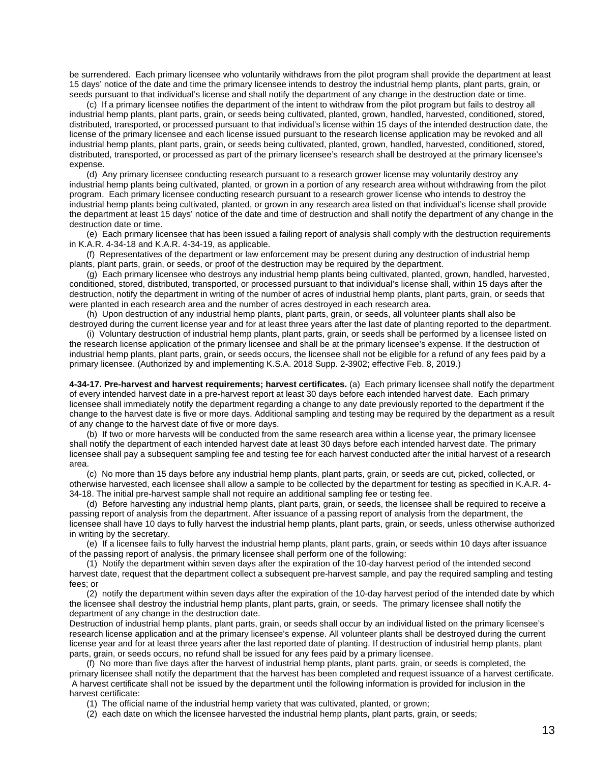be surrendered. Each primary licensee who voluntarily withdraws from the pilot program shall provide the department at least 15 days' notice of the date and time the primary licensee intends to destroy the industrial hemp plants, plant parts, grain, or seeds pursuant to that individual's license and shall notify the department of any change in the destruction date or time.

(c) If a primary licensee notifies the department of the intent to withdraw from the pilot program but fails to destroy all industrial hemp plants, plant parts, grain, or seeds being cultivated, planted, grown, handled, harvested, conditioned, stored, distributed, transported, or processed pursuant to that individual's license within 15 days of the intended destruction date, the license of the primary licensee and each license issued pursuant to the research license application may be revoked and all industrial hemp plants, plant parts, grain, or seeds being cultivated, planted, grown, handled, harvested, conditioned, stored, distributed, transported, or processed as part of the primary licensee's research shall be destroyed at the primary licensee's expense.

(d) Any primary licensee conducting research pursuant to a research grower license may voluntarily destroy any industrial hemp plants being cultivated, planted, or grown in a portion of any research area without withdrawing from the pilot program. Each primary licensee conducting research pursuant to a research grower license who intends to destroy the industrial hemp plants being cultivated, planted, or grown in any research area listed on that individual's license shall provide the department at least 15 days' notice of the date and time of destruction and shall notify the department of any change in the destruction date or time.

(e) Each primary licensee that has been issued a failing report of analysis shall comply with the destruction requirements in K.A.R. 4-34-18 and K.A.R. 4-34-19, as applicable.

(f) Representatives of the department or law enforcement may be present during any destruction of industrial hemp plants, plant parts, grain, or seeds, or proof of the destruction may be required by the department.

(g) Each primary licensee who destroys any industrial hemp plants being cultivated, planted, grown, handled, harvested, conditioned, stored, distributed, transported, or processed pursuant to that individual's license shall, within 15 days after the destruction, notify the department in writing of the number of acres of industrial hemp plants, plant parts, grain, or seeds that were planted in each research area and the number of acres destroyed in each research area.

(h) Upon destruction of any industrial hemp plants, plant parts, grain, or seeds, all volunteer plants shall also be destroyed during the current license year and for at least three years after the last date of planting reported to the department.

(i) Voluntary destruction of industrial hemp plants, plant parts, grain, or seeds shall be performed by a licensee listed on the research license application of the primary licensee and shall be at the primary licensee's expense. If the destruction of industrial hemp plants, plant parts, grain, or seeds occurs, the licensee shall not be eligible for a refund of any fees paid by a primary licensee. (Authorized by and implementing K.S.A. 2018 Supp. 2-3902; effective Feb. 8, 2019.)

**4-34-17. Pre-harvest and harvest requirements; harvest certificates.** (a) Each primary licensee shall notify the department of every intended harvest date in a pre-harvest report at least 30 days before each intended harvest date. Each primary licensee shall immediately notify the department regarding a change to any date previously reported to the department if the change to the harvest date is five or more days. Additional sampling and testing may be required by the department as a result of any change to the harvest date of five or more days.

(b) If two or more harvests will be conducted from the same research area within a license year, the primary licensee shall notify the department of each intended harvest date at least 30 days before each intended harvest date. The primary licensee shall pay a subsequent sampling fee and testing fee for each harvest conducted after the initial harvest of a research area.

(c) No more than 15 days before any industrial hemp plants, plant parts, grain, or seeds are cut, picked, collected, or otherwise harvested, each licensee shall allow a sample to be collected by the department for testing as specified in K.A.R. 4-34-18. The initial pre-harvest sample shall not require an additional sampling fee or testing fee.

(d) Before harvesting any industrial hemp plants, plant parts, grain, or seeds, the licensee shall be required to receive a passing report of analysis from the department. After issuance of a passing report of analysis from the department, the licensee shall have 10 days to fully harvest the industrial hemp plants, plant parts, grain, or seeds, unless otherwise authorized in writing by the secretary.

(e) If a licensee fails to fully harvest the industrial hemp plants, plant parts, grain, or seeds within 10 days after issuance of the passing report of analysis, the primary licensee shall perform one of the following:

(1) Notify the department within seven days after the expiration of the 10-day harvest period of the intended second harvest date, request that the department collect a subsequent pre-harvest sample, and pay the required sampling and testing fees; or

(2) notify the department within seven days after the expiration of the 10-day harvest period of the intended date by which the licensee shall destroy the industrial hemp plants, plant parts, grain, or seeds. The primary licensee shall notify the department of any change in the destruction date.

Destruction of industrial hemp plants, plant parts, grain, or seeds shall occur by an individual listed on the primary licensee's research license application and at the primary licensee's expense. All volunteer plants shall be destroyed during the current license year and for at least three years after the last reported date of planting. If destruction of industrial hemp plants, plant parts, grain, or seeds occurs, no refund shall be issued for any fees paid by a primary licensee.

(f) No more than five days after the harvest of industrial hemp plants, plant parts, grain, or seeds is completed, the primary licensee shall notify the department that the harvest has been completed and request issuance of a harvest certificate. A harvest certificate shall not be issued by the department until the following information is provided for inclusion in the harvest certificate:

(1) The official name of the industrial hemp variety that was cultivated, planted, or grown;

(2) each date on which the licensee harvested the industrial hemp plants, plant parts, grain, or seeds;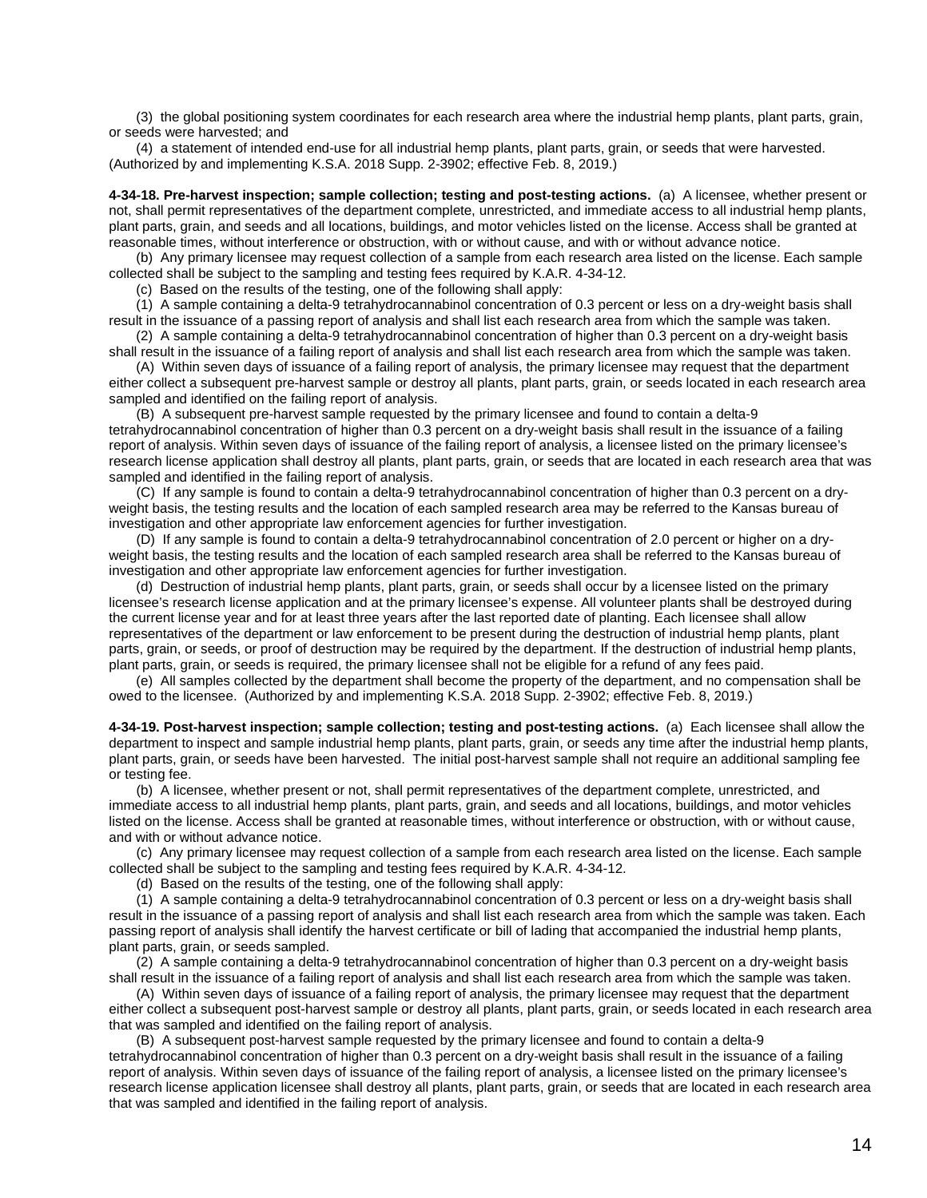(3) the global positioning system coordinates for each research area where the industrial hemp plants, plant parts, grain, or seeds were harvested; and

(4) a statement of intended end-use for all industrial hemp plants, plant parts, grain, or seeds that were harvested. (Authorized by and implementing K.S.A. 2018 Supp. 2-3902; effective Feb. 8, 2019.)

**4-34-18. Pre-harvest inspection; sample collection; testing and post-testing actions.** (a) A licensee, whether present or not, shall permit representatives of the department complete, unrestricted, and immediate access to all industrial hemp plants, plant parts, grain, and seeds and all locations, buildings, and motor vehicles listed on the license. Access shall be granted at reasonable times, without interference or obstruction, with or without cause, and with or without advance notice.

(b) Any primary licensee may request collection of a sample from each research area listed on the license. Each sample collected shall be subject to the sampling and testing fees required by K.A.R. 4-34-12.

(c) Based on the results of the testing, one of the following shall apply:

(1) A sample containing a delta-9 tetrahydrocannabinol concentration of 0.3 percent or less on a dry-weight basis shall result in the issuance of a passing report of analysis and shall list each research area from which the sample was taken.

(2) A sample containing a delta-9 tetrahydrocannabinol concentration of higher than 0.3 percent on a dry-weight basis shall result in the issuance of a failing report of analysis and shall list each research area from which the sample was taken.

(A) Within seven days of issuance of a failing report of analysis, the primary licensee may request that the department either collect a subsequent pre-harvest sample or destroy all plants, plant parts, grain, or seeds located in each research area sampled and identified on the failing report of analysis.

(B) A subsequent pre-harvest sample requested by the primary licensee and found to contain a delta-9 tetrahydrocannabinol concentration of higher than 0.3 percent on a dry-weight basis shall result in the issuance of a failing report of analysis. Within seven days of issuance of the failing report of analysis, a licensee listed on the primary licensee's research license application shall destroy all plants, plant parts, grain, or seeds that are located in each research area that was sampled and identified in the failing report of analysis.

(C) If any sample is found to contain a delta-9 tetrahydrocannabinol concentration of higher than 0.3 percent on a dry-weight basis, the testing results and the location of each sampled research area may be referred to the Kansas bureau of investigation and other appropriate law enforcement agencies for further investigation.

(D) If any sample is found to contain a delta-9 tetrahydrocannabinol concentration of 2.0 percent or higher on a dry-weight basis, the testing results and the location of each sampled research area shall be referred to the Kansas bureau of investigation and other appropriate law enforcement agencies for further investigation.

(d) Destruction of industrial hemp plants, plant parts, grain, or seeds shall occur by a licensee listed on the primary licensee's research license application and at the primary licensee's expense. All volunteer plants shall be destroyed during the current license year and for at least three years after the last reported date of planting. Each licensee shall allow representatives of the department or law enforcement to be present during the destruction of industrial hemp plants, plant parts, grain, or seeds, or proof of destruction may be required by the department. If the destruction of industrial hemp plants, plant parts, grain, or seeds is required, the primary licensee shall not be eligible for a refund of any fees paid.

(e) All samples collected by the department shall become the property of the department, and no compensation shall be owed to the licensee. (Authorized by and implementing K.S.A. 2018 Supp. 2-3902; effective Feb. 8, 2019.)

**4-34-19. Post-harvest inspection; sample collection; testing and post-testing actions.** (a) Each licensee shall allow the department to inspect and sample industrial hemp plants, plant parts, grain, or seeds any time after the industrial hemp plants, plant parts, grain, or seeds have been harvested. The initial post-harvest sample shall not require an additional sampling fee or testing fee.

(b) A licensee, whether present or not, shall permit representatives of the department complete, unrestricted, and immediate access to all industrial hemp plants, plant parts, grain, and seeds and all locations, buildings, and motor vehicles listed on the license. Access shall be granted at reasonable times, without interference or obstruction, with or without cause, and with or without advance notice.

(c) Any primary licensee may request collection of a sample from each research area listed on the license. Each sample collected shall be subject to the sampling and testing fees required by K.A.R. 4-34-12.

(d) Based on the results of the testing, one of the following shall apply:

(1) A sample containing a delta-9 tetrahydrocannabinol concentration of 0.3 percent or less on a dry-weight basis shall result in the issuance of a passing report of analysis and shall list each research area from which the sample was taken. Each passing report of analysis shall identify the harvest certificate or bill of lading that accompanied the industrial hemp plants, plant parts, grain, or seeds sampled.

(2) A sample containing a delta-9 tetrahydrocannabinol concentration of higher than 0.3 percent on a dry-weight basis shall result in the issuance of a failing report of analysis and shall list each research area from which the sample was taken.

(A) Within seven days of issuance of a failing report of analysis, the primary licensee may request that the department either collect a subsequent post-harvest sample or destroy all plants, plant parts, grain, or seeds located in each research area that was sampled and identified on the failing report of analysis.

(B) A subsequent post-harvest sample requested by the primary licensee and found to contain a delta-9 tetrahydrocannabinol concentration of higher than 0.3 percent on a dry-weight basis shall result in the issuance of a failing report of analysis. Within seven days of issuance of the failing report of analysis, a licensee listed on the primary licensee's research license application licensee shall destroy all plants, plant parts, grain, or seeds that are located in each research area that was sampled and identified in the failing report of analysis.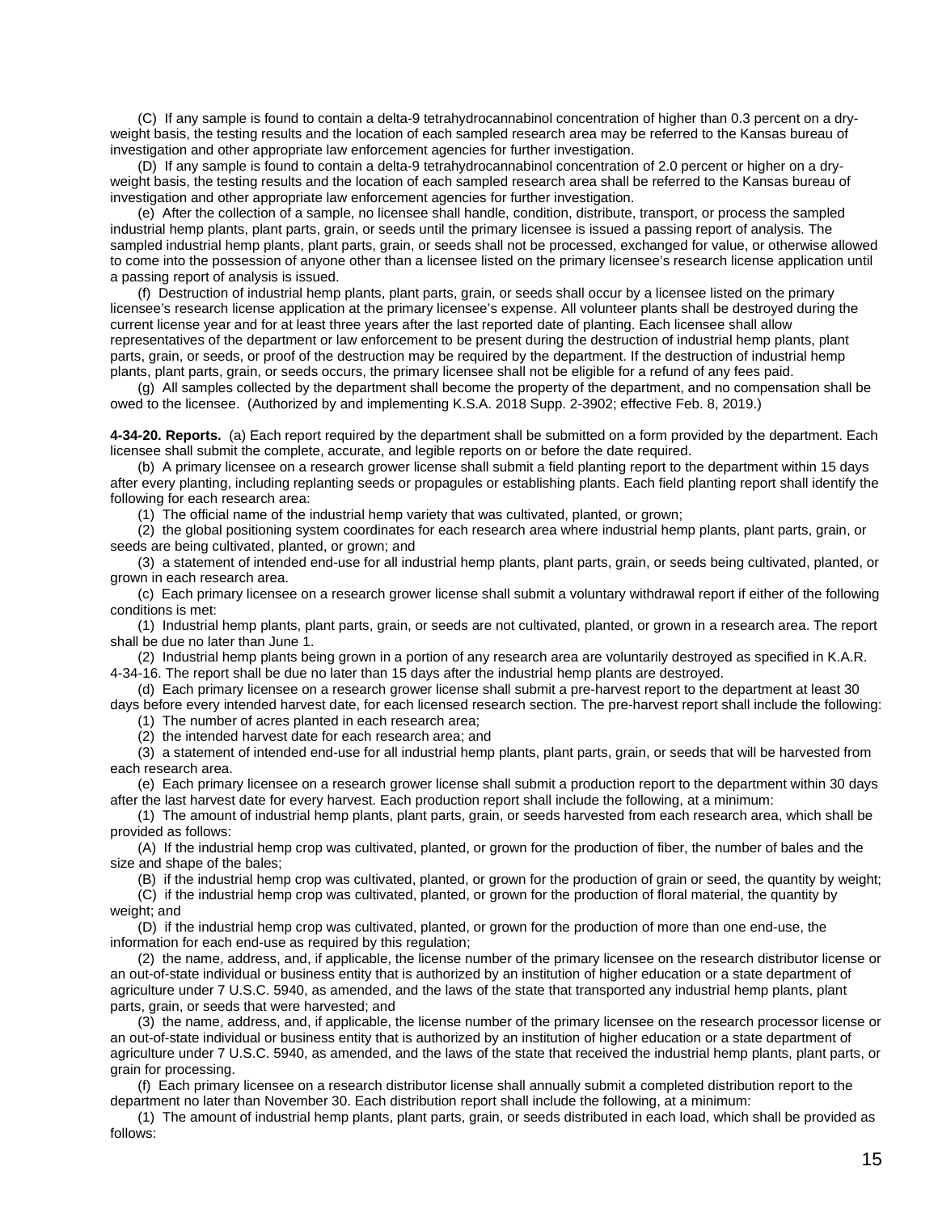(C) If any sample is found to contain a delta-9 tetrahydrocannabinol concentration of higher than 0.3 percent on a dry-weight basis, the testing results and the location of each sampled research area may be referred to the Kansas bureau of investigation and other appropriate law enforcement agencies for further investigation.

(D) If any sample is found to contain a delta-9 tetrahydrocannabinol concentration of 2.0 percent or higher on a dry-weight basis, the testing results and the location of each sampled research area shall be referred to the Kansas bureau of investigation and other appropriate law enforcement agencies for further investigation.

(e) After the collection of a sample, no licensee shall handle, condition, distribute, transport, or process the sampled industrial hemp plants, plant parts, grain, or seeds until the primary licensee is issued a passing report of analysis. The sampled industrial hemp plants, plant parts, grain, or seeds shall not be processed, exchanged for value, or otherwise allowed to come into the possession of anyone other than a licensee listed on the primary licensee's research license application until a passing report of analysis is issued.

(f) Destruction of industrial hemp plants, plant parts, grain, or seeds shall occur by a licensee listed on the primary licensee's research license application at the primary licensee's expense. All volunteer plants shall be destroyed during the current license year and for at least three years after the last reported date of planting. Each licensee shall allow representatives of the department or law enforcement to be present during the destruction of industrial hemp plants, plant parts, grain, or seeds, or proof of the destruction may be required by the department. If the destruction of industrial hemp plants, plant parts, grain, or seeds occurs, the primary licensee shall not be eligible for a refund of any fees paid.

(g) All samples collected by the department shall become the property of the department, and no compensation shall be owed to the licensee. (Authorized by and implementing K.S.A. 2018 Supp. 2-3902; effective Feb. 8, 2019.)

**4-34-20. Reports.** (a) Each report required by the department shall be submitted on a form provided by the department. Each licensee shall submit the complete, accurate, and legible reports on or before the date required.

(b) A primary licensee on a research grower license shall submit a field planting report to the department within 15 days after every planting, including replanting seeds or propagules or establishing plants. Each field planting report shall identify the following for each research area:

(1) The official name of the industrial hemp variety that was cultivated, planted, or grown;

(2) the global positioning system coordinates for each research area where industrial hemp plants, plant parts, grain, or seeds are being cultivated, planted, or grown; and

(3) a statement of intended end-use for all industrial hemp plants, plant parts, grain, or seeds being cultivated, planted, or grown in each research area.

(c) Each primary licensee on a research grower license shall submit a voluntary withdrawal report if either of the following conditions is met:

(1) Industrial hemp plants, plant parts, grain, or seeds are not cultivated, planted, or grown in a research area. The report shall be due no later than June 1.

(2) Industrial hemp plants being grown in a portion of any research area are voluntarily destroyed as specified in K.A.R. 4-34-16. The report shall be due no later than 15 days after the industrial hemp plants are destroyed.

(d) Each primary licensee on a research grower license shall submit a pre-harvest report to the department at least 30 days before every intended harvest date, for each licensed research section. The pre-harvest report shall include the following:

(1) The number of acres planted in each research area;

(2) the intended harvest date for each research area; and

(3) a statement of intended end-use for all industrial hemp plants, plant parts, grain, or seeds that will be harvested from each research area.

(e) Each primary licensee on a research grower license shall submit a production report to the department within 30 days after the last harvest date for every harvest. Each production report shall include the following, at a minimum:

(1) The amount of industrial hemp plants, plant parts, grain, or seeds harvested from each research area, which shall be provided as follows:

(A) If the industrial hemp crop was cultivated, planted, or grown for the production of fiber, the number of bales and the size and shape of the bales;

(B) if the industrial hemp crop was cultivated, planted, or grown for the production of grain or seed, the quantity by weight;

(C) if the industrial hemp crop was cultivated, planted, or grown for the production of floral material, the quantity by weight; and

(D) if the industrial hemp crop was cultivated, planted, or grown for the production of more than one end-use, the information for each end-use as required by this regulation;

(2) the name, address, and, if applicable, the license number of the primary licensee on the research distributor license or an out-of-state individual or business entity that is authorized by an institution of higher education or a state department of agriculture under 7 U.S.C. 5940, as amended, and the laws of the state that transported any industrial hemp plants, plant parts, grain, or seeds that were harvested; and

(3) the name, address, and, if applicable, the license number of the primary licensee on the research processor license or an out-of-state individual or business entity that is authorized by an institution of higher education or a state department of agriculture under 7 U.S.C. 5940, as amended, and the laws of the state that received the industrial hemp plants, plant parts, or grain for processing.

(f) Each primary licensee on a research distributor license shall annually submit a completed distribution report to the department no later than November 30. Each distribution report shall include the following, at a minimum:

(1) The amount of industrial hemp plants, plant parts, grain, or seeds distributed in each load, which shall be provided as follows: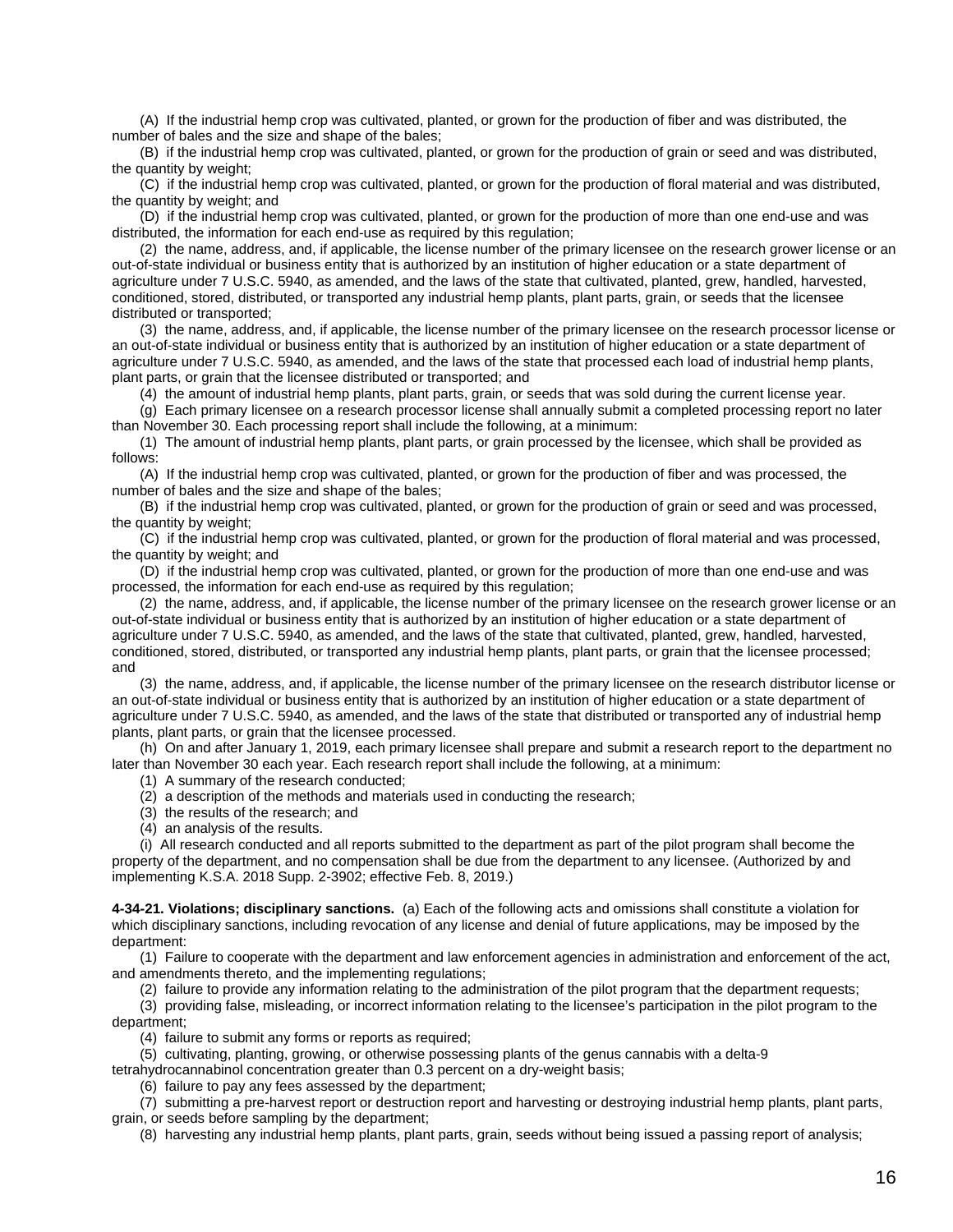(A) If the industrial hemp crop was cultivated, planted, or grown for the production of fiber and was distributed, the number of bales and the size and shape of the bales;

(B) if the industrial hemp crop was cultivated, planted, or grown for the production of grain or seed and was distributed, the quantity by weight;

(C) if the industrial hemp crop was cultivated, planted, or grown for the production of floral material and was distributed, the quantity by weight; and

(D) if the industrial hemp crop was cultivated, planted, or grown for the production of more than one end-use and was distributed, the information for each end-use as required by this regulation;

(2) the name, address, and, if applicable, the license number of the primary licensee on the research grower license or an out-of-state individual or business entity that is authorized by an institution of higher education or a state department of agriculture under 7 U.S.C. 5940, as amended, and the laws of the state that cultivated, planted, grew, handled, harvested, conditioned, stored, distributed, or transported any industrial hemp plants, plant parts, grain, or seeds that the licensee distributed or transported;

(3) the name, address, and, if applicable, the license number of the primary licensee on the research processor license or an out-of-state individual or business entity that is authorized by an institution of higher education or a state department of agriculture under 7 U.S.C. 5940, as amended, and the laws of the state that processed each load of industrial hemp plants, plant parts, or grain that the licensee distributed or transported; and

(4) the amount of industrial hemp plants, plant parts, grain, or seeds that was sold during the current license year.

(g) Each primary licensee on a research processor license shall annually submit a completed processing report no later than November 30. Each processing report shall include the following, at a minimum:

(1) The amount of industrial hemp plants, plant parts, or grain processed by the licensee, which shall be provided as follows:

(A) If the industrial hemp crop was cultivated, planted, or grown for the production of fiber and was processed, the number of bales and the size and shape of the bales;

(B) if the industrial hemp crop was cultivated, planted, or grown for the production of grain or seed and was processed, the quantity by weight;

(C) if the industrial hemp crop was cultivated, planted, or grown for the production of floral material and was processed, the quantity by weight; and

(D) if the industrial hemp crop was cultivated, planted, or grown for the production of more than one end-use and was processed, the information for each end-use as required by this regulation;

(2) the name, address, and, if applicable, the license number of the primary licensee on the research grower license or an out-of-state individual or business entity that is authorized by an institution of higher education or a state department of agriculture under 7 U.S.C. 5940, as amended, and the laws of the state that cultivated, planted, grew, handled, harvested, conditioned, stored, distributed, or transported any industrial hemp plants, plant parts, or grain that the licensee processed; and

(3) the name, address, and, if applicable, the license number of the primary licensee on the research distributor license or an out-of-state individual or business entity that is authorized by an institution of higher education or a state department of agriculture under 7 U.S.C. 5940, as amended, and the laws of the state that distributed or transported any of industrial hemp plants, plant parts, or grain that the licensee processed.

(h) On and after January 1, 2019, each primary licensee shall prepare and submit a research report to the department no later than November 30 each year. Each research report shall include the following, at a minimum:

(1) A summary of the research conducted;

(2) a description of the methods and materials used in conducting the research;

(3) the results of the research; and

(4) an analysis of the results.

(i) All research conducted and all reports submitted to the department as part of the pilot program shall become the property of the department, and no compensation shall be due from the department to any licensee. (Authorized by and implementing K.S.A. 2018 Supp. 2-3902; effective Feb. 8, 2019.)

**4-34-21. Violations; disciplinary sanctions.** (a) Each of the following acts and omissions shall constitute a violation for which disciplinary sanctions, including revocation of any license and denial of future applications, may be imposed by the department:

(1) Failure to cooperate with the department and law enforcement agencies in administration and enforcement of the act, and amendments thereto, and the implementing regulations;

(2) failure to provide any information relating to the administration of the pilot program that the department requests;

(3) providing false, misleading, or incorrect information relating to the licensee's participation in the pilot program to the department;

(4) failure to submit any forms or reports as required;

(5) cultivating, planting, growing, or otherwise possessing plants of the genus cannabis with a delta-9 tetrahydrocannabinol concentration greater than 0.3 percent on a dry-weight basis;

(6) failure to pay any fees assessed by the department;

(7) submitting a pre-harvest report or destruction report and harvesting or destroying industrial hemp plants, plant parts, grain, or seeds before sampling by the department;

(8) harvesting any industrial hemp plants, plant parts, grain, seeds without being issued a passing report of analysis;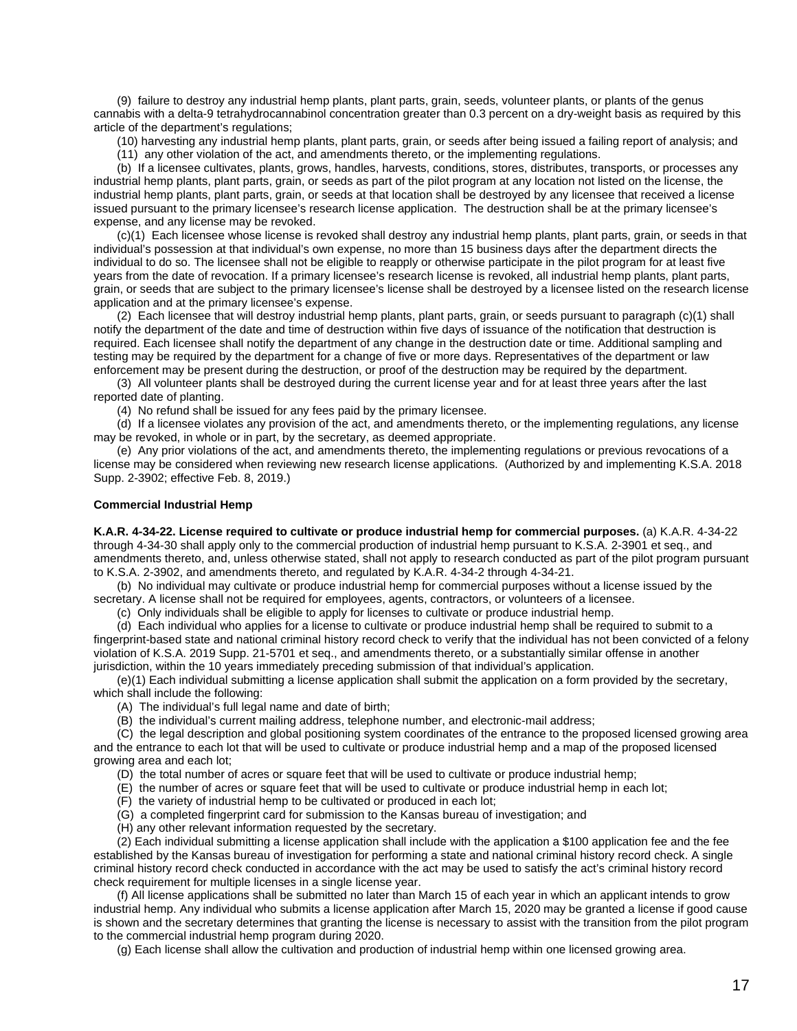(9) failure to destroy any industrial hemp plants, plant parts, grain, seeds, volunteer plants, or plants of the genus cannabis with a delta-9 tetrahydrocannabinol concentration greater than 0.3 percent on a dry-weight basis as required by this article of the department's regulations;

(10) harvesting any industrial hemp plants, plant parts, grain, or seeds after being issued a failing report of analysis; and

(11) any other violation of the act, and amendments thereto, or the implementing regulations.

(b) If a licensee cultivates, plants, grows, handles, harvests, conditions, stores, distributes, transports, or processes any industrial hemp plants, plant parts, grain, or seeds as part of the pilot program at any location not listed on the license, the industrial hemp plants, plant parts, grain, or seeds at that location shall be destroyed by any licensee that received a license issued pursuant to the primary licensee's research license application. The destruction shall be at the primary licensee's expense, and any license may be revoked.

(c)(1) Each licensee whose license is revoked shall destroy any industrial hemp plants, plant parts, grain, or seeds in that individual's possession at that individual's own expense, no more than 15 business days after the department directs the individual to do so. The licensee shall not be eligible to reapply or otherwise participate in the pilot program for at least five years from the date of revocation. If a primary licensee's research license is revoked, all industrial hemp plants, plant parts, grain, or seeds that are subject to the primary licensee's license shall be destroyed by a licensee listed on the research license application and at the primary licensee's expense.

(2) Each licensee that will destroy industrial hemp plants, plant parts, grain, or seeds pursuant to paragraph (c)(1) shall notify the department of the date and time of destruction within five days of issuance of the notification that destruction is required. Each licensee shall notify the department of any change in the destruction date or time. Additional sampling and testing may be required by the department for a change of five or more days. Representatives of the department or law enforcement may be present during the destruction, or proof of the destruction may be required by the department.

(3) All volunteer plants shall be destroyed during the current license year and for at least three years after the last reported date of planting.

(4) No refund shall be issued for any fees paid by the primary licensee.

(d) If a licensee violates any provision of the act, and amendments thereto, or the implementing regulations, any license may be revoked, in whole or in part, by the secretary, as deemed appropriate.

(e) Any prior violations of the act, and amendments thereto, the implementing regulations or previous revocations of a license may be considered when reviewing new research license applications. (Authorized by and implementing K.S.A. 2018 Supp. 2-3902; effective Feb. 8, 2019.)

**Commercial Industrial Hemp**

**K.A.R. 4-34-22. License required to cultivate or produce industrial hemp for commercial purposes.** (a) K.A.R. 4-34-22 through 4-34-30 shall apply only to the commercial production of industrial hemp pursuant to K.S.A. 2-3901 et seq., and amendments thereto, and, unless otherwise stated, shall not apply to research conducted as part of the pilot program pursuant to K.S.A. 2-3902, and amendments thereto, and regulated by K.A.R. 4-34-2 through 4-34-21.

(b) No individual may cultivate or produce industrial hemp for commercial purposes without a license issued by the secretary. A license shall not be required for employees, agents, contractors, or volunteers of a licensee.

(c) Only individuals shall be eligible to apply for licenses to cultivate or produce industrial hemp.

(d) Each individual who applies for a license to cultivate or produce industrial hemp shall be required to submit to a fingerprint-based state and national criminal history record check to verify that the individual has not been convicted of a felony violation of K.S.A. 2019 Supp. 21-5701 et seq., and amendments thereto, or a substantially similar offense in another jurisdiction, within the 10 years immediately preceding submission of that individual's application.

(e)(1) Each individual submitting a license application shall submit the application on a form provided by the secretary, which shall include the following:

(A) The individual's full legal name and date of birth;

(B) the individual's current mailing address, telephone number, and electronic-mail address;

(C) the legal description and global positioning system coordinates of the entrance to the proposed licensed growing area and the entrance to each lot that will be used to cultivate or produce industrial hemp and a map of the proposed licensed growing area and each lot;

(D) the total number of acres or square feet that will be used to cultivate or produce industrial hemp;

(E) the number of acres or square feet that will be used to cultivate or produce industrial hemp in each lot;

(F) the variety of industrial hemp to be cultivated or produced in each lot;

(G) a completed fingerprint card for submission to the Kansas bureau of investigation; and

(H) any other relevant information requested by the secretary.

(2) Each individual submitting a license application shall include with the application a $100 application fee and the fee established by the Kansas bureau of investigation for performing a state and national criminal history record check. A single criminal history record check conducted in accordance with the act may be used to satisfy the act's criminal history record check requirement for multiple licenses in a single license year.

(f) All license applications shall be submitted no later than March 15 of each year in which an applicant intends to grow industrial hemp. Any individual who submits a license application after March 15, 2020 may be granted a license if good cause is shown and the secretary determines that granting the license is necessary to assist with the transition from the pilot program to the commercial industrial hemp program during 2020.

(g) Each license shall allow the cultivation and production of industrial hemp within one licensed growing area.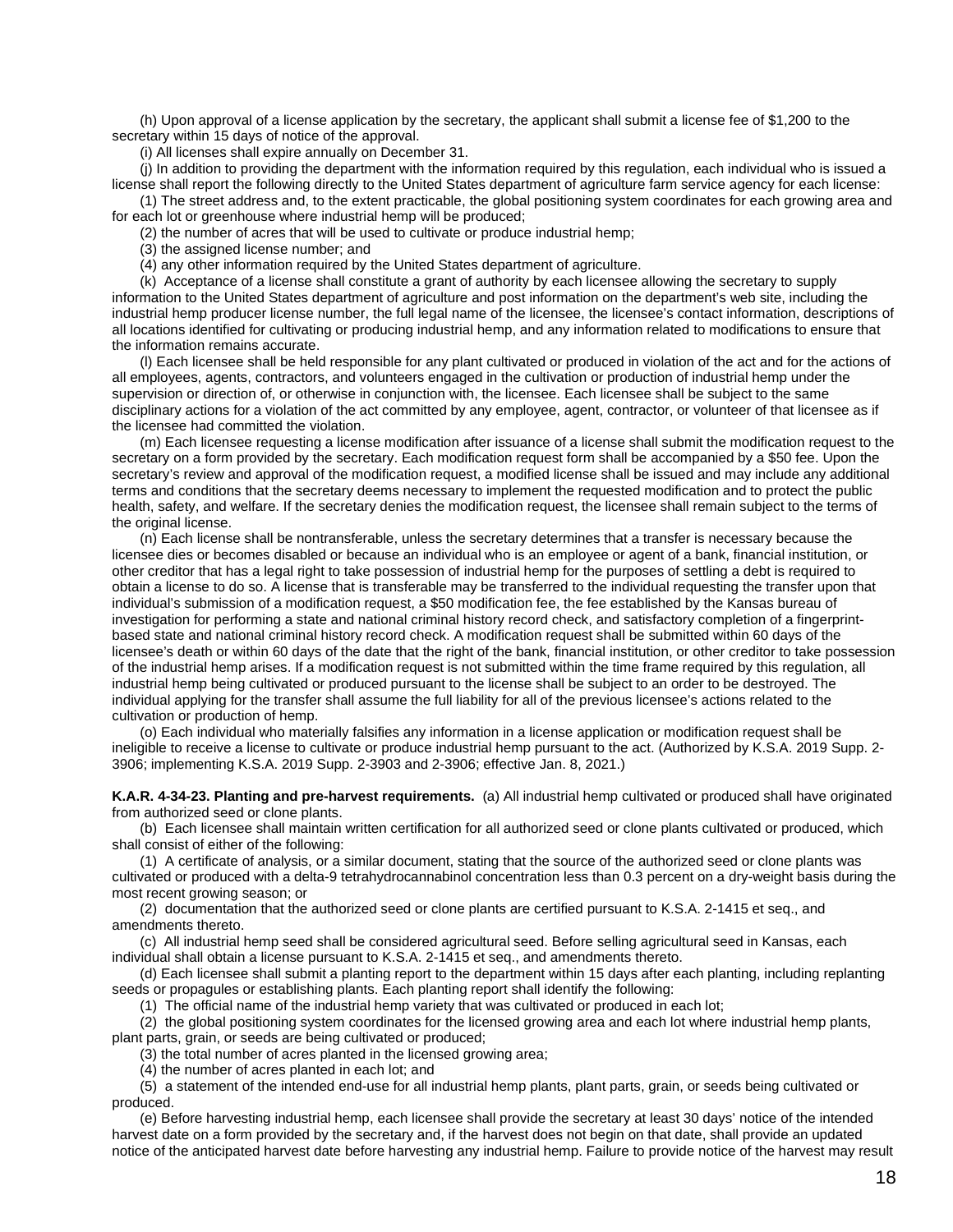(h) Upon approval of a license application by the secretary, the applicant shall submit a license fee of $1,200 to the secretary within 15 days of notice of the approval.

(i) All licenses shall expire annually on December 31.

(j) In addition to providing the department with the information required by this regulation, each individual who is issued a license shall report the following directly to the United States department of agriculture farm service agency for each license:

(1) The street address and, to the extent practicable, the global positioning system coordinates for each growing area and for each lot or greenhouse where industrial hemp will be produced;

(2) the number of acres that will be used to cultivate or produce industrial hemp;

(3) the assigned license number; and

(4) any other information required by the United States department of agriculture.

(k) Acceptance of a license shall constitute a grant of authority by each licensee allowing the secretary to supply information to the United States department of agriculture and post information on the department's web site, including the industrial hemp producer license number, the full legal name of the licensee, the licensee's contact information, descriptions of all locations identified for cultivating or producing industrial hemp, and any information related to modifications to ensure that the information remains accurate.

(l) Each licensee shall be held responsible for any plant cultivated or produced in violation of the act and for the actions of all employees, agents, contractors, and volunteers engaged in the cultivation or production of industrial hemp under the supervision or direction of, or otherwise in conjunction with, the licensee. Each licensee shall be subject to the same disciplinary actions for a violation of the act committed by any employee, agent, contractor, or volunteer of that licensee as if the licensee had committed the violation.

(m) Each licensee requesting a license modification after issuance of a license shall submit the modification request to the secretary on a form provided by the secretary. Each modification request form shall be accompanied by a $50 fee. Upon the secretary's review and approval of the modification request, a modified license shall be issued and may include any additional terms and conditions that the secretary deems necessary to implement the requested modification and to protect the public health, safety, and welfare. If the secretary denies the modification request, the licensee shall remain subject to the terms of the original license.

(n) Each license shall be nontransferable, unless the secretary determines that a transfer is necessary because the licensee dies or becomes disabled or because an individual who is an employee or agent of a bank, financial institution, or other creditor that has a legal right to take possession of industrial hemp for the purposes of settling a debt is required to obtain a license to do so. A license that is transferable may be transferred to the individual requesting the transfer upon that individual's submission of a modification request, a $50 modification fee, the fee established by the Kansas bureau of investigation for performing a state and national criminal history record check, and satisfactory completion of a fingerprint-based state and national criminal history record check. A modification request shall be submitted within 60 days of the licensee's death or within 60 days of the date that the right of the bank, financial institution, or other creditor to take possession of the industrial hemp arises. If a modification request is not submitted within the time frame required by this regulation, all industrial hemp being cultivated or produced pursuant to the license shall be subject to an order to be destroyed. The individual applying for the transfer shall assume the full liability for all of the previous licensee's actions related to the cultivation or production of hemp.

(o) Each individual who materially falsifies any information in a license application or modification request shall be ineligible to receive a license to cultivate or produce industrial hemp pursuant to the act. (Authorized by K.S.A. 2019 Supp. 2-3906; implementing K.S.A. 2019 Supp. 2-3903 and 2-3906; effective Jan. 8, 2021.)

**K.A.R. 4-34-23. Planting and pre-harvest requirements.** (a) All industrial hemp cultivated or produced shall have originated from authorized seed or clone plants.

(b) Each licensee shall maintain written certification for all authorized seed or clone plants cultivated or produced, which shall consist of either of the following:

(1) A certificate of analysis, or a similar document, stating that the source of the authorized seed or clone plants was cultivated or produced with a delta-9 tetrahydrocannabinol concentration less than 0.3 percent on a dry-weight basis during the most recent growing season; or

(2) documentation that the authorized seed or clone plants are certified pursuant to K.S.A. 2-1415 et seq., and amendments thereto.

(c) All industrial hemp seed shall be considered agricultural seed. Before selling agricultural seed in Kansas, each individual shall obtain a license pursuant to K.S.A. 2-1415 et seq., and amendments thereto.

(d) Each licensee shall submit a planting report to the department within 15 days after each planting, including replanting seeds or propagules or establishing plants. Each planting report shall identify the following:

(1) The official name of the industrial hemp variety that was cultivated or produced in each lot;

(2) the global positioning system coordinates for the licensed growing area and each lot where industrial hemp plants, plant parts, grain, or seeds are being cultivated or produced;

(3) the total number of acres planted in the licensed growing area;

(4) the number of acres planted in each lot; and

(5) a statement of the intended end-use for all industrial hemp plants, plant parts, grain, or seeds being cultivated or produced.

(e) Before harvesting industrial hemp, each licensee shall provide the secretary at least 30 days' notice of the intended harvest date on a form provided by the secretary and, if the harvest does not begin on that date, shall provide an updated notice of the anticipated harvest date before harvesting any industrial hemp. Failure to provide notice of the harvest may result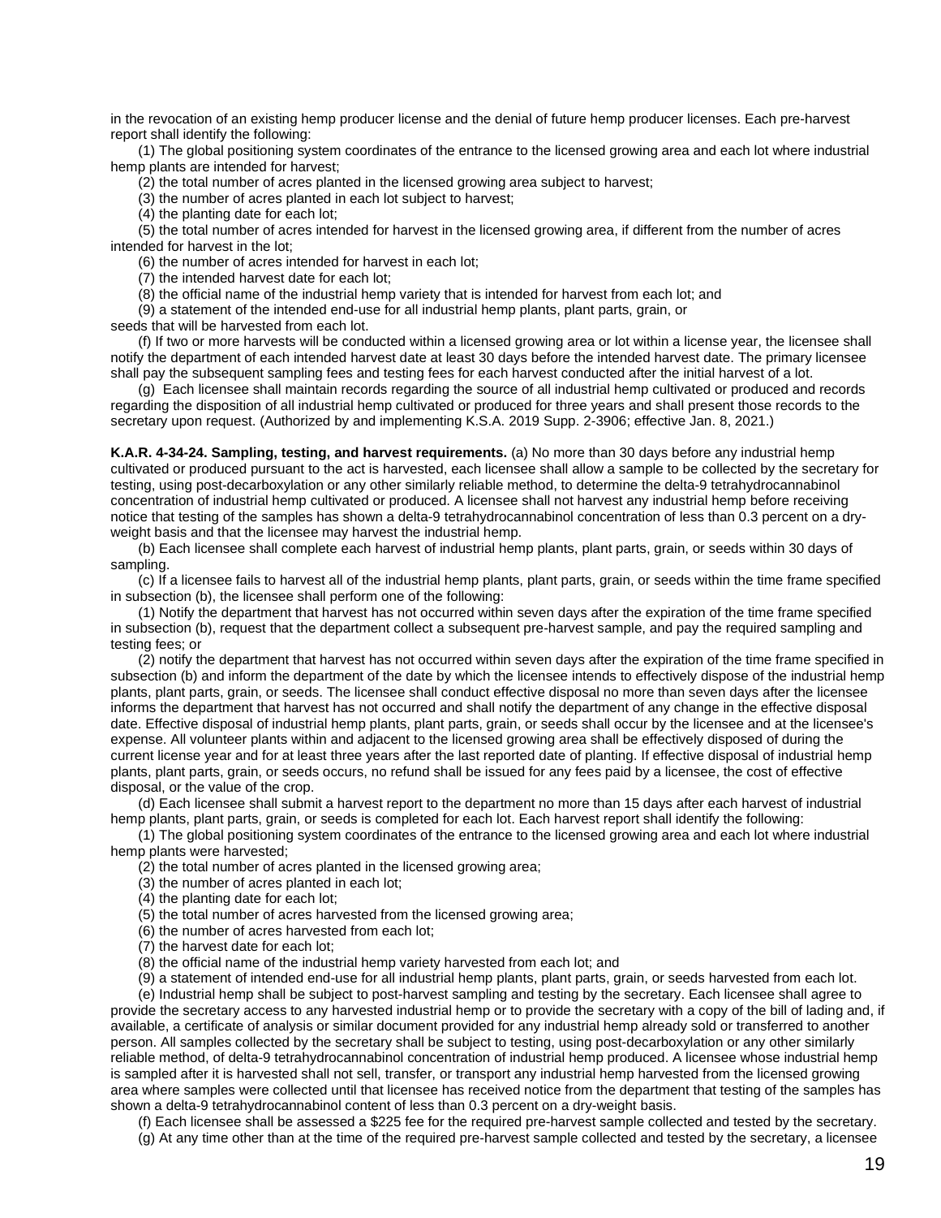in the revocation of an existing hemp producer license and the denial of future hemp producer licenses. Each pre-harvest report shall identify the following:

(1) The global positioning system coordinates of the entrance to the licensed growing area and each lot where industrial hemp plants are intended for harvest;

(2) the total number of acres planted in the licensed growing area subject to harvest;

(3) the number of acres planted in each lot subject to harvest;

(4) the planting date for each lot;

(5) the total number of acres intended for harvest in the licensed growing area, if different from the number of acres intended for harvest in the lot;

(6) the number of acres intended for harvest in each lot;

(7) the intended harvest date for each lot;

(8) the official name of the industrial hemp variety that is intended for harvest from each lot; and

(9) a statement of the intended end-use for all industrial hemp plants, plant parts, grain, or seeds that will be harvested from each lot.

(f) If two or more harvests will be conducted within a licensed growing area or lot within a license year, the licensee shall notify the department of each intended harvest date at least 30 days before the intended harvest date. The primary licensee shall pay the subsequent sampling fees and testing fees for each harvest conducted after the initial harvest of a lot.

(g) Each licensee shall maintain records regarding the source of all industrial hemp cultivated or produced and records regarding the disposition of all industrial hemp cultivated or produced for three years and shall present those records to the secretary upon request. (Authorized by and implementing K.S.A. 2019 Supp. 2-3906; effective Jan. 8, 2021.)

**K.A.R. 4-34-24. Sampling, testing, and harvest requirements.** (a) No more than 30 days before any industrial hemp cultivated or produced pursuant to the act is harvested, each licensee shall allow a sample to be collected by the secretary for testing, using post-decarboxylation or any other similarly reliable method, to determine the delta-9 tetrahydrocannabinol concentration of industrial hemp cultivated or produced. A licensee shall not harvest any industrial hemp before receiving notice that testing of the samples has shown a delta-9 tetrahydrocannabinol concentration of less than 0.3 percent on a dry-weight basis and that the licensee may harvest the industrial hemp.

(b) Each licensee shall complete each harvest of industrial hemp plants, plant parts, grain, or seeds within 30 days of sampling.

(c) If a licensee fails to harvest all of the industrial hemp plants, plant parts, grain, or seeds within the time frame specified in subsection (b), the licensee shall perform one of the following:

(1) Notify the department that harvest has not occurred within seven days after the expiration of the time frame specified in subsection (b), request that the department collect a subsequent pre-harvest sample, and pay the required sampling and testing fees; or

(2) notify the department that harvest has not occurred within seven days after the expiration of the time frame specified in subsection (b) and inform the department of the date by which the licensee intends to effectively dispose of the industrial hemp plants, plant parts, grain, or seeds. The licensee shall conduct effective disposal no more than seven days after the licensee informs the department that harvest has not occurred and shall notify the department of any change in the effective disposal date. Effective disposal of industrial hemp plants, plant parts, grain, or seeds shall occur by the licensee and at the licensee's expense. All volunteer plants within and adjacent to the licensed growing area shall be effectively disposed of during the current license year and for at least three years after the last reported date of planting. If effective disposal of industrial hemp plants, plant parts, grain, or seeds occurs, no refund shall be issued for any fees paid by a licensee, the cost of effective disposal, or the value of the crop.

(d) Each licensee shall submit a harvest report to the department no more than 15 days after each harvest of industrial hemp plants, plant parts, grain, or seeds is completed for each lot. Each harvest report shall identify the following:

(1) The global positioning system coordinates of the entrance to the licensed growing area and each lot where industrial hemp plants were harvested;

(2) the total number of acres planted in the licensed growing area;

(3) the number of acres planted in each lot;

(4) the planting date for each lot;

(5) the total number of acres harvested from the licensed growing area;

(6) the number of acres harvested from each lot;

(7) the harvest date for each lot;

(8) the official name of the industrial hemp variety harvested from each lot; and

(9) a statement of intended end-use for all industrial hemp plants, plant parts, grain, or seeds harvested from each lot.

(e) Industrial hemp shall be subject to post-harvest sampling and testing by the secretary. Each licensee shall agree to provide the secretary access to any harvested industrial hemp or to provide the secretary with a copy of the bill of lading and, if available, a certificate of analysis or similar document provided for any industrial hemp already sold or transferred to another person. All samples collected by the secretary shall be subject to testing, using post-decarboxylation or any other similarly reliable method, of delta-9 tetrahydrocannabinol concentration of industrial hemp produced. A licensee whose industrial hemp is sampled after it is harvested shall not sell, transfer, or transport any industrial hemp harvested from the licensed growing area where samples were collected until that licensee has received notice from the department that testing of the samples has shown a delta-9 tetrahydrocannabinol content of less than 0.3 percent on a dry-weight basis.

(f) Each licensee shall be assessed a $225 fee for the required pre-harvest sample collected and tested by the secretary.

(g) At any time other than at the time of the required pre-harvest sample collected and tested by the secretary, a licensee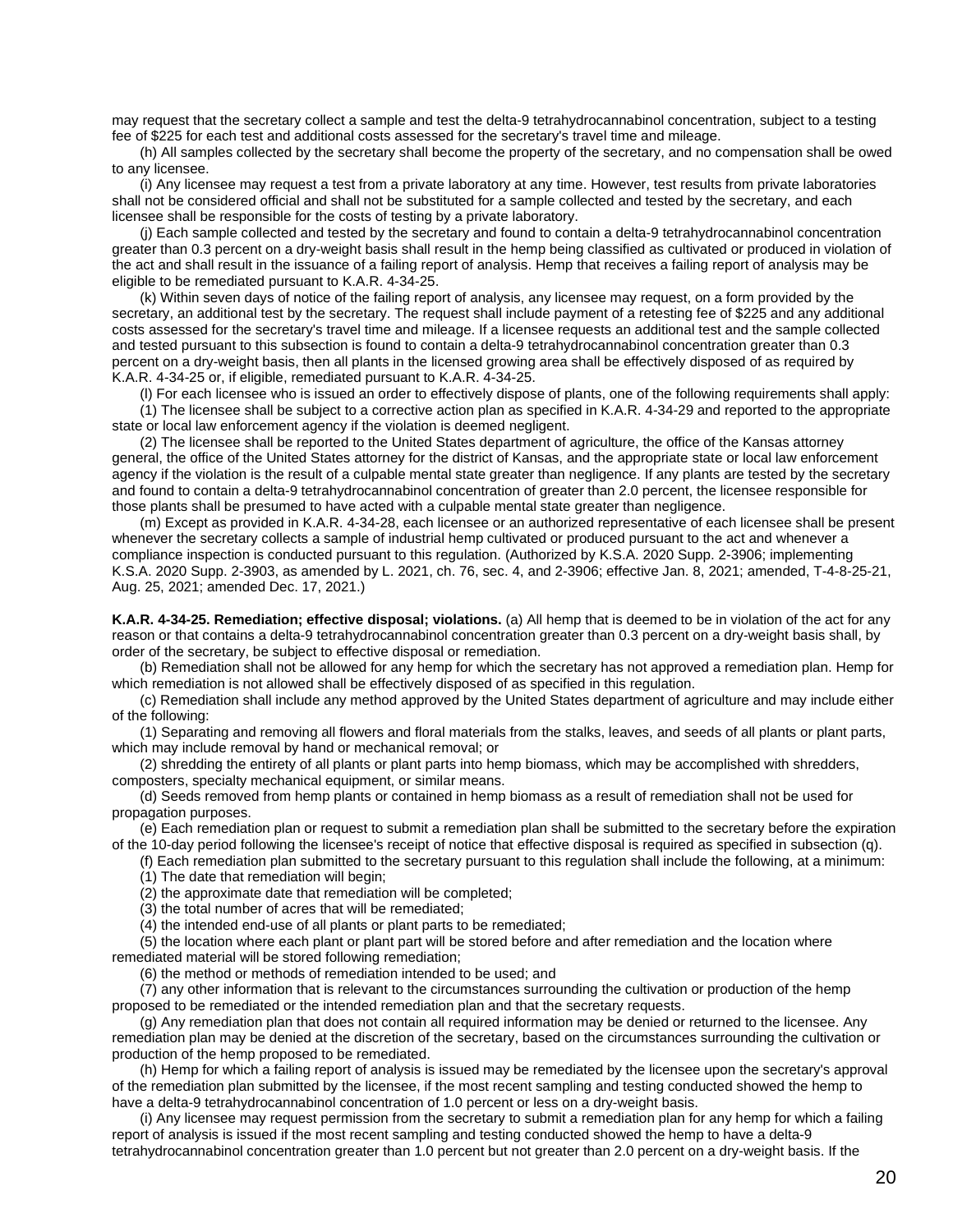may request that the secretary collect a sample and test the delta-9 tetrahydrocannabinol concentration, subject to a testing fee of $225 for each test and additional costs assessed for the secretary's travel time and mileage.

(h) All samples collected by the secretary shall become the property of the secretary, and no compensation shall be owed to any licensee.

(i) Any licensee may request a test from a private laboratory at any time. However, test results from private laboratories shall not be considered official and shall not be substituted for a sample collected and tested by the secretary, and each licensee shall be responsible for the costs of testing by a private laboratory.

(j) Each sample collected and tested by the secretary and found to contain a delta-9 tetrahydrocannabinol concentration greater than 0.3 percent on a dry-weight basis shall result in the hemp being classified as cultivated or produced in violation of the act and shall result in the issuance of a failing report of analysis. Hemp that receives a failing report of analysis may be eligible to be remediated pursuant to K.A.R. 4-34-25.

(k) Within seven days of notice of the failing report of analysis, any licensee may request, on a form provided by the secretary, an additional test by the secretary. The request shall include payment of a retesting fee of $225 and any additional costs assessed for the secretary's travel time and mileage. If a licensee requests an additional test and the sample collected and tested pursuant to this subsection is found to contain a delta-9 tetrahydrocannabinol concentration greater than 0.3 percent on a dry-weight basis, then all plants in the licensed growing area shall be effectively disposed of as required by K.A.R. 4-34-25 or, if eligible, remediated pursuant to K.A.R. 4-34-25.

(l) For each licensee who is issued an order to effectively dispose of plants, one of the following requirements shall apply:

(1) The licensee shall be subject to a corrective action plan as specified in K.A.R. 4-34-29 and reported to the appropriate state or local law enforcement agency if the violation is deemed negligent.

(2) The licensee shall be reported to the United States department of agriculture, the office of the Kansas attorney general, the office of the United States attorney for the district of Kansas, and the appropriate state or local law enforcement agency if the violation is the result of a culpable mental state greater than negligence. If any plants are tested by the secretary and found to contain a delta-9 tetrahydrocannabinol concentration of greater than 2.0 percent, the licensee responsible for those plants shall be presumed to have acted with a culpable mental state greater than negligence.

(m) Except as provided in K.A.R. 4-34-28, each licensee or an authorized representative of each licensee shall be present whenever the secretary collects a sample of industrial hemp cultivated or produced pursuant to the act and whenever a compliance inspection is conducted pursuant to this regulation. (Authorized by K.S.A. 2020 Supp. 2-3906; implementing K.S.A. 2020 Supp. 2-3903, as amended by L. 2021, ch. 76, sec. 4, and 2-3906; effective Jan. 8, 2021; amended, T-4-8-25-21, Aug. 25, 2021; amended Dec. 17, 2021.)

**K.A.R. 4-34-25. Remediation; effective disposal; violations.** (a) All hemp that is deemed to be in violation of the act for any reason or that contains a delta-9 tetrahydrocannabinol concentration greater than 0.3 percent on a dry-weight basis shall, by order of the secretary, be subject to effective disposal or remediation.

(b) Remediation shall not be allowed for any hemp for which the secretary has not approved a remediation plan. Hemp for which remediation is not allowed shall be effectively disposed of as specified in this regulation.

(c) Remediation shall include any method approved by the United States department of agriculture and may include either of the following:

(1) Separating and removing all flowers and floral materials from the stalks, leaves, and seeds of all plants or plant parts, which may include removal by hand or mechanical removal; or

(2) shredding the entirety of all plants or plant parts into hemp biomass, which may be accomplished with shredders, composters, specialty mechanical equipment, or similar means.

(d) Seeds removed from hemp plants or contained in hemp biomass as a result of remediation shall not be used for propagation purposes.

(e) Each remediation plan or request to submit a remediation plan shall be submitted to the secretary before the expiration of the 10-day period following the licensee's receipt of notice that effective disposal is required as specified in subsection (q).

(f) Each remediation plan submitted to the secretary pursuant to this regulation shall include the following, at a minimum:

(1) The date that remediation will begin;

(2) the approximate date that remediation will be completed;

(3) the total number of acres that will be remediated;

(4) the intended end-use of all plants or plant parts to be remediated;

(5) the location where each plant or plant part will be stored before and after remediation and the location where remediated material will be stored following remediation;

(6) the method or methods of remediation intended to be used; and

(7) any other information that is relevant to the circumstances surrounding the cultivation or production of the hemp proposed to be remediated or the intended remediation plan and that the secretary requests.

(g) Any remediation plan that does not contain all required information may be denied or returned to the licensee. Any remediation plan may be denied at the discretion of the secretary, based on the circumstances surrounding the cultivation or production of the hemp proposed to be remediated.

(h) Hemp for which a failing report of analysis is issued may be remediated by the licensee upon the secretary's approval of the remediation plan submitted by the licensee, if the most recent sampling and testing conducted showed the hemp to have a delta-9 tetrahydrocannabinol concentration of 1.0 percent or less on a dry-weight basis.

(i) Any licensee may request permission from the secretary to submit a remediation plan for any hemp for which a failing report of analysis is issued if the most recent sampling and testing conducted showed the hemp to have a delta-9 tetrahydrocannabinol concentration greater than 1.0 percent but not greater than 2.0 percent on a dry-weight basis. If the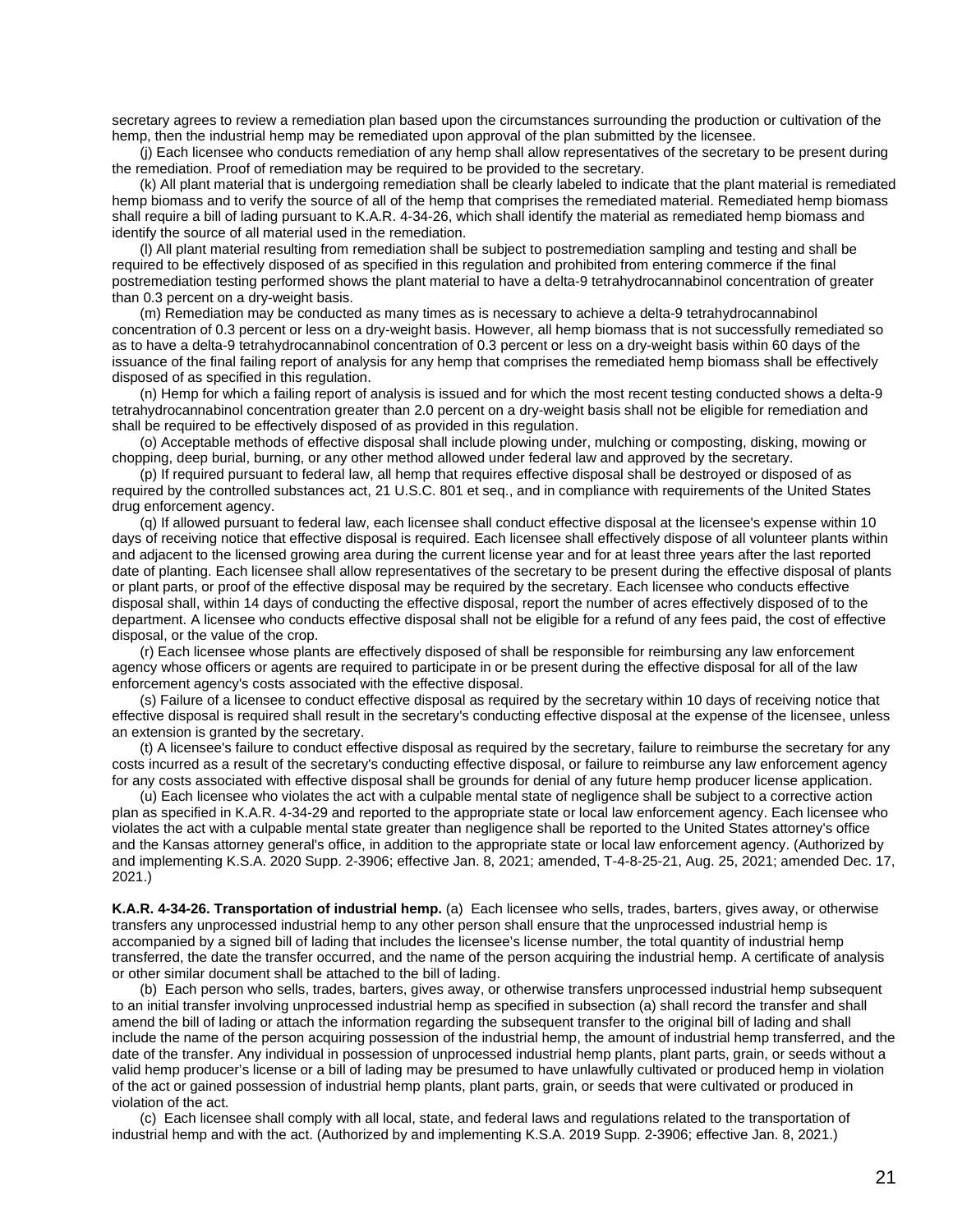secretary agrees to review a remediation plan based upon the circumstances surrounding the production or cultivation of the hemp, then the industrial hemp may be remediated upon approval of the plan submitted by the licensee.

(j) Each licensee who conducts remediation of any hemp shall allow representatives of the secretary to be present during the remediation. Proof of remediation may be required to be provided to the secretary.

(k) All plant material that is undergoing remediation shall be clearly labeled to indicate that the plant material is remediated hemp biomass and to verify the source of all of the hemp that comprises the remediated material. Remediated hemp biomass shall require a bill of lading pursuant to K.A.R. 4-34-26, which shall identify the material as remediated hemp biomass and identify the source of all material used in the remediation.

(l) All plant material resulting from remediation shall be subject to postremediation sampling and testing and shall be required to be effectively disposed of as specified in this regulation and prohibited from entering commerce if the final postremediation testing performed shows the plant material to have a delta-9 tetrahydrocannabinol concentration of greater than 0.3 percent on a dry-weight basis.

(m) Remediation may be conducted as many times as is necessary to achieve a delta-9 tetrahydrocannabinol concentration of 0.3 percent or less on a dry-weight basis. However, all hemp biomass that is not successfully remediated so as to have a delta-9 tetrahydrocannabinol concentration of 0.3 percent or less on a dry-weight basis within 60 days of the issuance of the final failing report of analysis for any hemp that comprises the remediated hemp biomass shall be effectively disposed of as specified in this regulation.

(n) Hemp for which a failing report of analysis is issued and for which the most recent testing conducted shows a delta-9 tetrahydrocannabinol concentration greater than 2.0 percent on a dry-weight basis shall not be eligible for remediation and shall be required to be effectively disposed of as provided in this regulation.

(o) Acceptable methods of effective disposal shall include plowing under, mulching or composting, disking, mowing or chopping, deep burial, burning, or any other method allowed under federal law and approved by the secretary.

(p) If required pursuant to federal law, all hemp that requires effective disposal shall be destroyed or disposed of as required by the controlled substances act, 21 U.S.C. 801 et seq., and in compliance with requirements of the United States drug enforcement agency.

(q) If allowed pursuant to federal law, each licensee shall conduct effective disposal at the licensee's expense within 10 days of receiving notice that effective disposal is required. Each licensee shall effectively dispose of all volunteer plants within and adjacent to the licensed growing area during the current license year and for at least three years after the last reported date of planting. Each licensee shall allow representatives of the secretary to be present during the effective disposal of plants or plant parts, or proof of the effective disposal may be required by the secretary. Each licensee who conducts effective disposal shall, within 14 days of conducting the effective disposal, report the number of acres effectively disposed of to the department. A licensee who conducts effective disposal shall not be eligible for a refund of any fees paid, the cost of effective disposal, or the value of the crop.

(r) Each licensee whose plants are effectively disposed of shall be responsible for reimbursing any law enforcement agency whose officers or agents are required to participate in or be present during the effective disposal for all of the law enforcement agency's costs associated with the effective disposal.

(s) Failure of a licensee to conduct effective disposal as required by the secretary within 10 days of receiving notice that effective disposal is required shall result in the secretary's conducting effective disposal at the expense of the licensee, unless an extension is granted by the secretary.

(t) A licensee's failure to conduct effective disposal as required by the secretary, failure to reimburse the secretary for any costs incurred as a result of the secretary's conducting effective disposal, or failure to reimburse any law enforcement agency for any costs associated with effective disposal shall be grounds for denial of any future hemp producer license application.

(u) Each licensee who violates the act with a culpable mental state of negligence shall be subject to a corrective action plan as specified in K.A.R. 4-34-29 and reported to the appropriate state or local law enforcement agency. Each licensee who violates the act with a culpable mental state greater than negligence shall be reported to the United States attorney's office and the Kansas attorney general's office, in addition to the appropriate state or local law enforcement agency. (Authorized by and implementing K.S.A. 2020 Supp. 2-3906; effective Jan. 8, 2021; amended, T-4-8-25-21, Aug. 25, 2021; amended Dec. 17, 2021.)

**K.A.R. 4-34-26. Transportation of industrial hemp.** (a) Each licensee who sells, trades, barters, gives away, or otherwise transfers any unprocessed industrial hemp to any other person shall ensure that the unprocessed industrial hemp is accompanied by a signed bill of lading that includes the licensee's license number, the total quantity of industrial hemp transferred, the date the transfer occurred, and the name of the person acquiring the industrial hemp. A certificate of analysis or other similar document shall be attached to the bill of lading.

(b) Each person who sells, trades, barters, gives away, or otherwise transfers unprocessed industrial hemp subsequent to an initial transfer involving unprocessed industrial hemp as specified in subsection (a) shall record the transfer and shall amend the bill of lading or attach the information regarding the subsequent transfer to the original bill of lading and shall include the name of the person acquiring possession of the industrial hemp, the amount of industrial hemp transferred, and the date of the transfer. Any individual in possession of unprocessed industrial hemp plants, plant parts, grain, or seeds without a valid hemp producer's license or a bill of lading may be presumed to have unlawfully cultivated or produced hemp in violation of the act or gained possession of industrial hemp plants, plant parts, grain, or seeds that were cultivated or produced in violation of the act.

(c) Each licensee shall comply with all local, state, and federal laws and regulations related to the transportation of industrial hemp and with the act. (Authorized by and implementing K.S.A. 2019 Supp. 2-3906; effective Jan. 8, 2021.)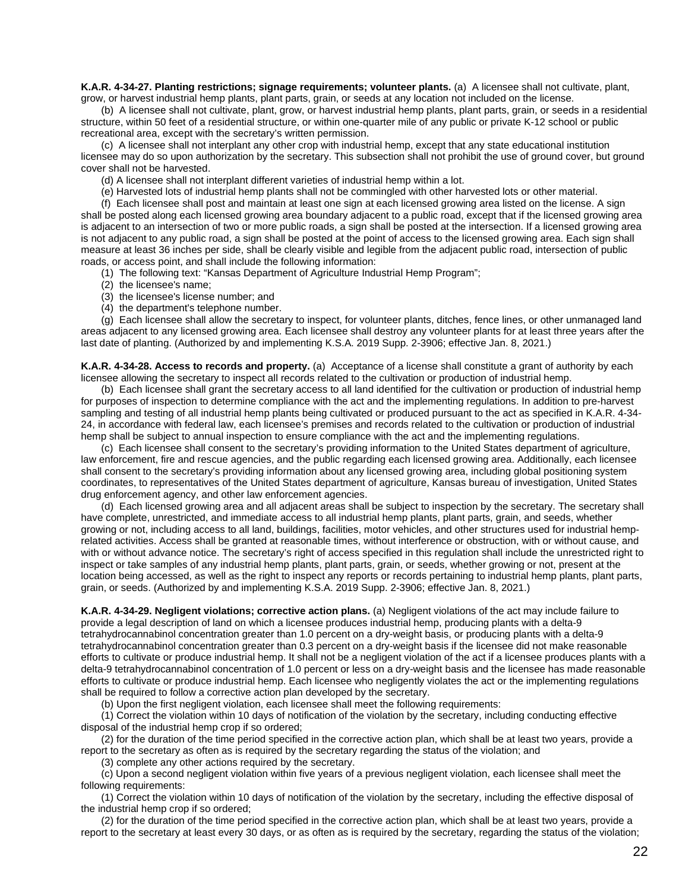**K.A.R. 4-34-27. Planting restrictions; signage requirements; volunteer plants.** (a) A licensee shall not cultivate, plant, grow, or harvest industrial hemp plants, plant parts, grain, or seeds at any location not included on the license.

(b) A licensee shall not cultivate, plant, grow, or harvest industrial hemp plants, plant parts, grain, or seeds in a residential structure, within 50 feet of a residential structure, or within one-quarter mile of any public or private K-12 school or public recreational area, except with the secretary's written permission.

(c) A licensee shall not interplant any other crop with industrial hemp, except that any state educational institution licensee may do so upon authorization by the secretary. This subsection shall not prohibit the use of ground cover, but ground cover shall not be harvested.

(d) A licensee shall not interplant different varieties of industrial hemp within a lot.

(e) Harvested lots of industrial hemp plants shall not be commingled with other harvested lots or other material.

(f) Each licensee shall post and maintain at least one sign at each licensed growing area listed on the license. A sign shall be posted along each licensed growing area boundary adjacent to a public road, except that if the licensed growing area is adjacent to an intersection of two or more public roads, a sign shall be posted at the intersection. If a licensed growing area is not adjacent to any public road, a sign shall be posted at the point of access to the licensed growing area. Each sign shall measure at least 36 inches per side, shall be clearly visible and legible from the adjacent public road, intersection of public roads, or access point, and shall include the following information:

(1) The following text: "Kansas Department of Agriculture Industrial Hemp Program";

(2) the licensee's name;

(3) the licensee's license number; and

(4) the department's telephone number.

(g) Each licensee shall allow the secretary to inspect, for volunteer plants, ditches, fence lines, or other unmanaged land areas adjacent to any licensed growing area. Each licensee shall destroy any volunteer plants for at least three years after the last date of planting. (Authorized by and implementing K.S.A. 2019 Supp. 2-3906; effective Jan. 8, 2021.)

**K.A.R. 4-34-28. Access to records and property.** (a) Acceptance of a license shall constitute a grant of authority by each licensee allowing the secretary to inspect all records related to the cultivation or production of industrial hemp.

(b) Each licensee shall grant the secretary access to all land identified for the cultivation or production of industrial hemp for purposes of inspection to determine compliance with the act and the implementing regulations. In addition to pre-harvest sampling and testing of all industrial hemp plants being cultivated or produced pursuant to the act as specified in K.A.R. 4-34-24, in accordance with federal law, each licensee's premises and records related to the cultivation or production of industrial hemp shall be subject to annual inspection to ensure compliance with the act and the implementing regulations.

(c) Each licensee shall consent to the secretary's providing information to the United States department of agriculture, law enforcement, fire and rescue agencies, and the public regarding each licensed growing area. Additionally, each licensee shall consent to the secretary's providing information about any licensed growing area, including global positioning system coordinates, to representatives of the United States department of agriculture, Kansas bureau of investigation, United States drug enforcement agency, and other law enforcement agencies.

(d) Each licensed growing area and all adjacent areas shall be subject to inspection by the secretary. The secretary shall have complete, unrestricted, and immediate access to all industrial hemp plants, plant parts, grain, and seeds, whether growing or not, including access to all land, buildings, facilities, motor vehicles, and other structures used for industrial hemp-related activities. Access shall be granted at reasonable times, without interference or obstruction, with or without cause, and with or without advance notice. The secretary's right of access specified in this regulation shall include the unrestricted right to inspect or take samples of any industrial hemp plants, plant parts, grain, or seeds, whether growing or not, present at the location being accessed, as well as the right to inspect any reports or records pertaining to industrial hemp plants, plant parts, grain, or seeds. (Authorized by and implementing K.S.A. 2019 Supp. 2-3906; effective Jan. 8, 2021.)

**K.A.R. 4-34-29. Negligent violations; corrective action plans.** (a) Negligent violations of the act may include failure to provide a legal description of land on which a licensee produces industrial hemp, producing plants with a delta-9 tetrahydrocannabinol concentration greater than 1.0 percent on a dry-weight basis, or producing plants with a delta-9 tetrahydrocannabinol concentration greater than 0.3 percent on a dry-weight basis if the licensee did not make reasonable efforts to cultivate or produce industrial hemp. It shall not be a negligent violation of the act if a licensee produces plants with a delta-9 tetrahydrocannabinol concentration of 1.0 percent or less on a dry-weight basis and the licensee has made reasonable efforts to cultivate or produce industrial hemp. Each licensee who negligently violates the act or the implementing regulations shall be required to follow a corrective action plan developed by the secretary.

(b) Upon the first negligent violation, each licensee shall meet the following requirements:

(1) Correct the violation within 10 days of notification of the violation by the secretary, including conducting effective disposal of the industrial hemp crop if so ordered;

(2) for the duration of the time period specified in the corrective action plan, which shall be at least two years, provide a report to the secretary as often as is required by the secretary regarding the status of the violation; and

(3) complete any other actions required by the secretary.

(c) Upon a second negligent violation within five years of a previous negligent violation, each licensee shall meet the following requirements:

(1) Correct the violation within 10 days of notification of the violation by the secretary, including the effective disposal of the industrial hemp crop if so ordered;

(2) for the duration of the time period specified in the corrective action plan, which shall be at least two years, provide a report to the secretary at least every 30 days, or as often as is required by the secretary, regarding the status of the violation;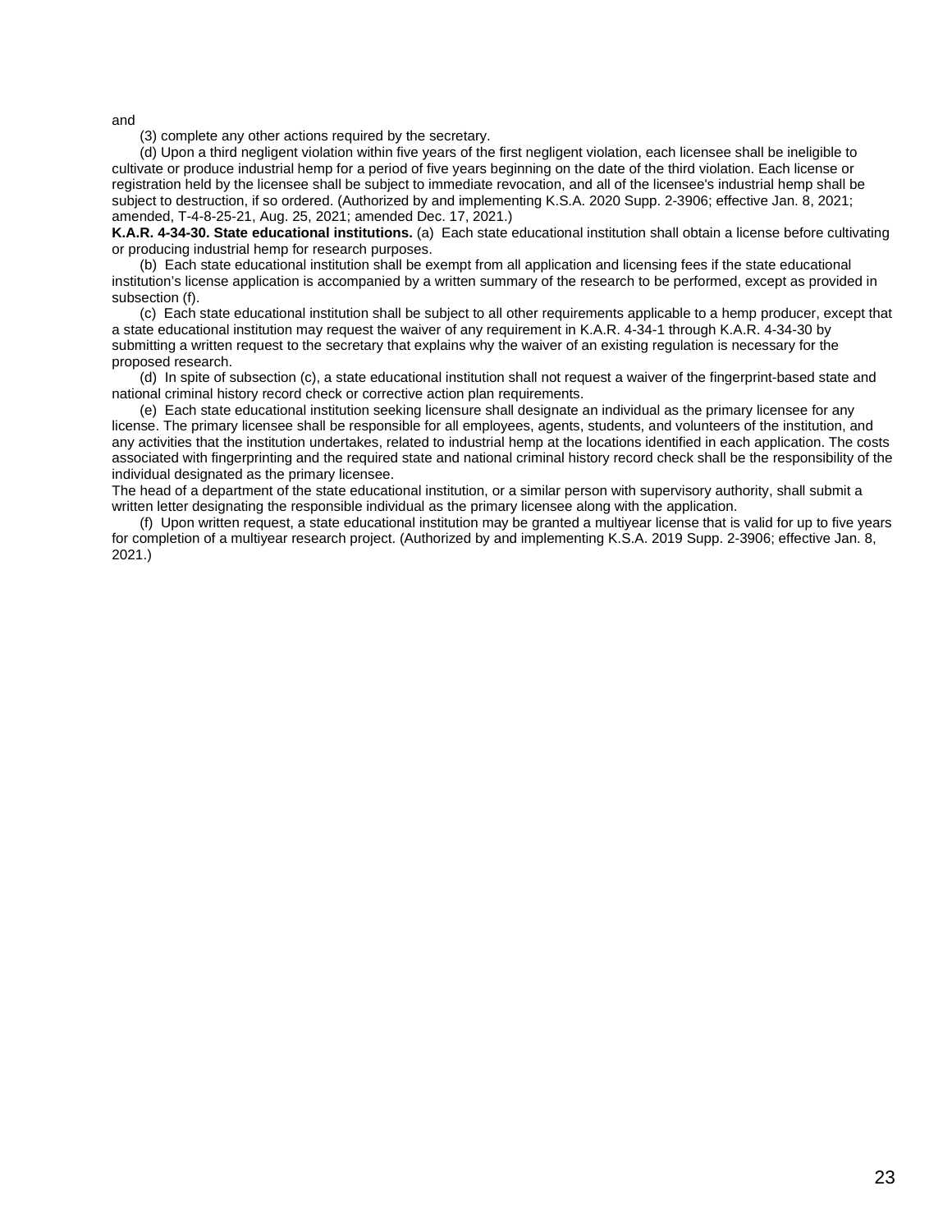and

(3) complete any other actions required by the secretary.

(d) Upon a third negligent violation within five years of the first negligent violation, each licensee shall be ineligible to cultivate or produce industrial hemp for a period of five years beginning on the date of the third violation. Each license or registration held by the licensee shall be subject to immediate revocation, and all of the licensee's industrial hemp shall be subject to destruction, if so ordered. (Authorized by and implementing K.S.A. 2020 Supp. 2-3906; effective Jan. 8, 2021; amended, T-4-8-25-21, Aug. 25, 2021; amended Dec. 17, 2021.)

**K.A.R. 4-34-30. State educational institutions.** (a) Each state educational institution shall obtain a license before cultivating or producing industrial hemp for research purposes.

(b) Each state educational institution shall be exempt from all application and licensing fees if the state educational institution's license application is accompanied by a written summary of the research to be performed, except as provided in subsection (f).

(c) Each state educational institution shall be subject to all other requirements applicable to a hemp producer, except that a state educational institution may request the waiver of any requirement in K.A.R. 4-34-1 through K.A.R. 4-34-30 by submitting a written request to the secretary that explains why the waiver of an existing regulation is necessary for the proposed research.

(d) In spite of subsection (c), a state educational institution shall not request a waiver of the fingerprint-based state and national criminal history record check or corrective action plan requirements.

(e) Each state educational institution seeking licensure shall designate an individual as the primary licensee for any license. The primary licensee shall be responsible for all employees, agents, students, and volunteers of the institution, and any activities that the institution undertakes, related to industrial hemp at the locations identified in each application. The costs associated with fingerprinting and the required state and national criminal history record check shall be the responsibility of the individual designated as the primary licensee.

The head of a department of the state educational institution, or a similar person with supervisory authority, shall submit a written letter designating the responsible individual as the primary licensee along with the application.

(f) Upon written request, a state educational institution may be granted a multiyear license that is valid for up to five years for completion of a multiyear research project. (Authorized by and implementing K.S.A. 2019 Supp. 2-3906; effective Jan. 8, 2021.)